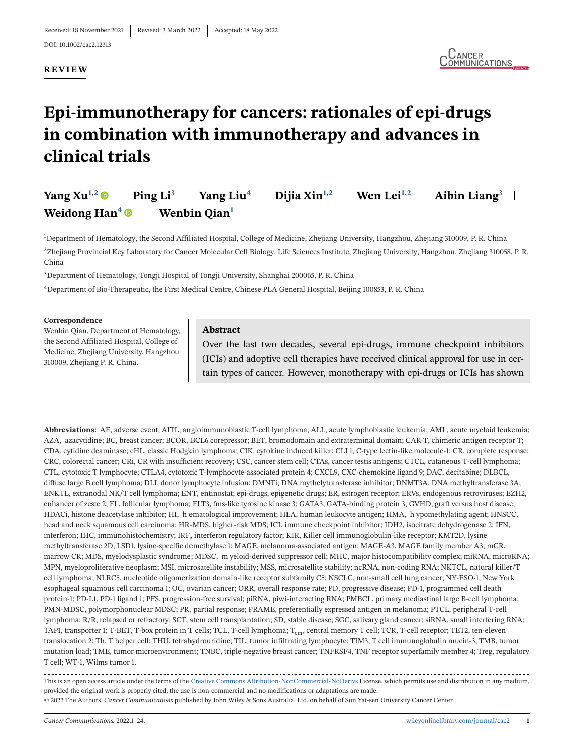Received: 18 November 2021 | Revised: 3 March 2022 | Accepted: 18 May 2022

DOI: 10.1002/cac2.12313

**REVIEW**

# Epi-immunotherapy for cancers: rationales of epi-drugs in combination with immunotherapy and advances in clinical trials

**Yang Xu[1,2] | Ping Li[3] | Yang Liu[4] | Dijia Xin[1,2] | Wen Lei[1,2] | Aibin Liang[3] | Weidong Han[4] | Wenbin Qian[1]**

[1]Department of Hematology, the Second Affiliated Hospital, College of Medicine, Zhejiang University, Hangzhou, Zhejiang 310009, P. R. China

[2]Zhejiang Provincial Key Laboratory for Cancer Molecular Cell Biology, Life Sciences Institute, Zhejiang University, Hangzhou, Zhejiang 310058, P. R. China

[3]Department of Hematology, Tongji Hospital of Tongji University, Shanghai 200065, P. R. China

[4]Department of Bio-Therapeutic, the First Medical Centre, Chinese PLA General Hospital, Beijing 100853, P. R. China

**Correspondence**
Wenbin Qian, Department of Hematology, the Second Affiliated Hospital, College of Medicine, Zhejiang University, Hangzhou 310009, Zhejiang P. R. China.

## Abstract

Over the last two decades, several epi-drugs, immune checkpoint inhibitors (ICIs) and adoptive cell therapies have received clinical approval for use in certain types of cancer. However, monotherapy with epi-drugs or ICIs has shown

**Abbreviations:** AE, adverse event; AITL, angioimmunoblastic T-cell lymphoma; ALL, acute lymphoblastic leukemia; AML, acute myeloid leukemia; AZA, azacytidine; BC, breast cancer; BCOR, BCL6 corepressor; BET, bromodomain and extraterminal domain; CAR-T, chimeric antigen receptor T; CDA, cytidine deaminase; cHL, classic Hodgkin lymphoma; CIK, cytokine induced killer; CLL1, C-type lectin-like molecule-1; CR, complete response; CRC, colorectal cancer; CRi, CR with insufficient recovery; CSC, cancer stem cell; CTAs, cancer testis antigens; CTCL, cutaneous T-cell lymphoma; CTL, cytotoxic T lymphocyte; CTLA4, cytotoxic T-lymphocyte-associated protein 4; CXCL9, CXC-chemokine ligand 9; DAC, decitabine; DLBCL, diffuse large B cell lymphoma; DLI, donor lymphocyte infusion; DMNTi, DNA mythelytransferase inhibitor; DNMT3A, DNA methyltransferase 3A; ENKTL, extranodal NK/T cell lymphoma; ENT, entinostat; epi-drugs, epigenetic drugs; ER, estrogen receptor; ERVs, endogenous retroviruses; EZH2, enhancer of zeste 2; FL, follicular lymphoma; FLT3, fms-like tyrosine kinase 3; GATA3, GATA-binding protein 3; GVHD, graft versus host disease; HDACi, histone deacetylase inhibitor; HI, h ematological improvement; HLA, human leukocyte antigen; HMA, h ypomethylating agent; HNSCC, head and neck squamous cell carcinoma; HR-MDS, higher-risk MDS; ICI, immune checkpoint inhibitor; IDH2, isocitrate dehydrogenase 2; IFN, interferon; IHC, immunohistochemistry; IRF, interferon regulatory factor; KIR, Killer cell immunoglobulin-like receptor; KMT2D, lysine methyltransferase 2D; LSD1, lysine-specific demethylase 1; MAGE, melanoma-associated antigen; MAGE-A3, MAGE family member A3; mCR, marrow CR; MDS, myelodysplastic syndrome; MDSC, m yeloid-derived suppressor cell; MHC, major histocompatibility complex; miRNA, microRNA; MPN, myeloproliferative neoplasm; MSI, microsatellite instability; MSS, microsatellite stability; ncRNA, non-coding RNA; NKTCL, natural killer/T cell lymphoma; NLRC5, nucleotide oligomerization domain-like receptor subfamily C5; NSCLC, non-small cell lung cancer; NY-ESO-1, New York esophageal squamous cell carcinoma 1; OC, ovarian cancer; ORR, overall response rate; PD, progressive disease; PD-1, programmed cell death protein-1; PD-L1, PD-1 ligand 1; PFS, progression-free survival; piRNA, piwi-interacting RNA; PMBCL, primary mediastinal large B-cell lymphoma; PMN-MDSC, polymorphonuclear MDSC; PR, partial response; PRAME, preferentially expressed antigen in melanoma; PTCL, peripheral T-cell lymphoma; R/R, relapsed or refractory; SCT, stem cell transplantation; SD, stable disease; SGC, salivary gland cancer; siRNA, small interfering RNA; TAP1, transporter 1; T-BET, T-box protein in T cells; TCL, T-cell lymphoma; $T_{cm}$, central memory T cell; TCR, T-cell receptor; TET2, ten-eleven translocation 2; Th, T helper cell; THU, tetrahydrouridine; TIL, tumor infiltrating lymphocyte; TIM3, T cell immunoglobulin mucin-3; TMB, tumor mutation load; TME, tumor microenvironment; TNBC, triple-negative breast cancer; TNFRSF4, TNF receptor superfamily member 4; Treg, regulatory T cell; WT-1, Wilms tumor 1.

This is an open access article under the terms of the Creative Commons Attribution-NonCommercial-NoDerivs License, which permits use and distribution in any medium, provided the original work is properly cited, the use is non-commercial and no modifications or adaptations are made.
© 2022 The Authors. *Cancer Communications* published by John Wiley & Sons Australia, Ltd. on behalf of Sun Yat-sen University Cancer Center.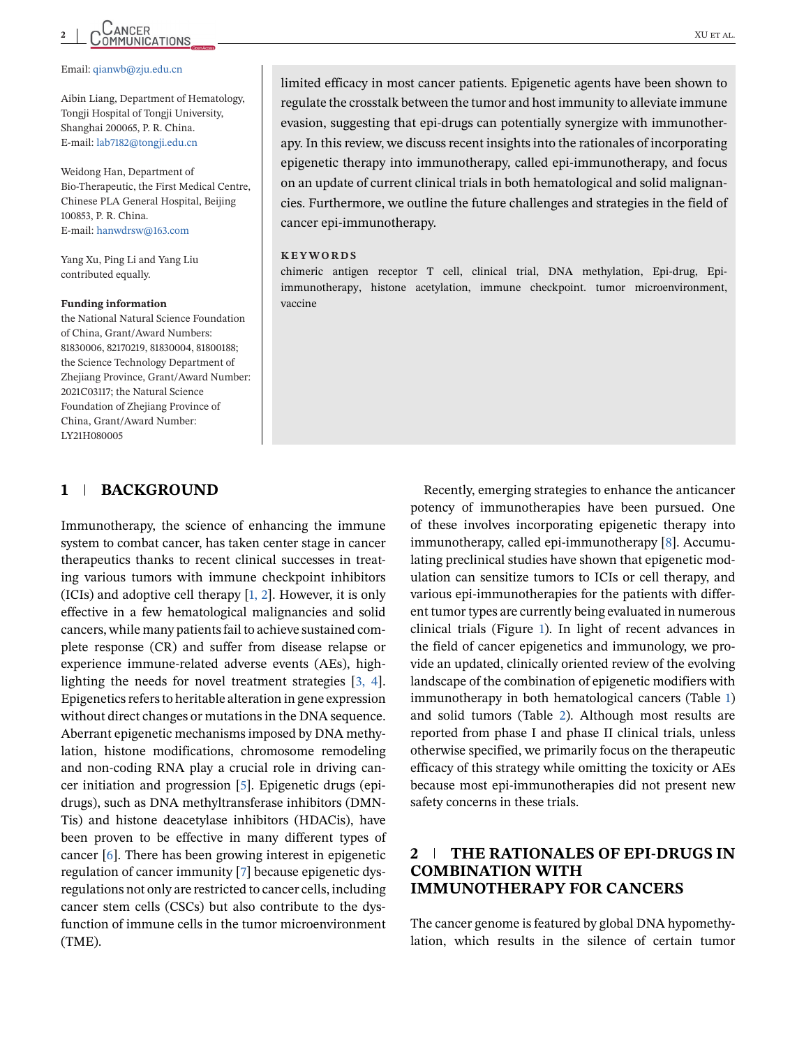Email: qianwb@zju.edu.cn

Aibin Liang, Department of Hematology, Tongji Hospital of Tongji University, Shanghai 200065, P. R. China.
E-mail: lab7182@tongji.edu.cn

Weidong Han, Department of Bio-Therapeutic, the First Medical Centre, Chinese PLA General Hospital, Beijing 100853, P. R. China.
E-mail: hanwdrsw@163.com

Yang Xu, Ping Li and Yang Liu contributed equally.

**Funding information**
the National Natural Science Foundation of China, Grant/Award Numbers: 81830006, 82170219, 81830004, 81800188; the Science Technology Department of Zhejiang Province, Grant/Award Number: 2021C03117; the Natural Science Foundation of Zhejiang Province of China, Grant/Award Number: LY21H080005

limited efficacy in most cancer patients. Epigenetic agents have been shown to regulate the crosstalk between the tumor and host immunity to alleviate immune evasion, suggesting that epi-drugs can potentially synergize with immunotherapy. In this review, we discuss recent insights into the rationales of incorporating epigenetic therapy into immunotherapy, called epi-immunotherapy, and focus on an update of current clinical trials in both hematological and solid malignancies. Furthermore, we outline the future challenges and strategies in the field of cancer epi-immunotherapy.

**KEYWORDS**
chimeric antigen receptor T cell, clinical trial, DNA methylation, Epi-drug, Epi-immunotherapy, histone acetylation, immune checkpoint. tumor microenvironment, vaccine

## 1 | BACKGROUND

Immunotherapy, the science of enhancing the immune system to combat cancer, has taken center stage in cancer therapeutics thanks to recent clinical successes in treating various tumors with immune checkpoint inhibitors (ICIs) and adoptive cell therapy [1, 2]. However, it is only effective in a few hematological malignancies and solid cancers, while many patients fail to achieve sustained complete response (CR) and suffer from disease relapse or experience immune-related adverse events (AEs), highlighting the needs for novel treatment strategies [3, 4]. Epigenetics refers to heritable alteration in gene expression without direct changes or mutations in the DNA sequence. Aberrant epigenetic mechanisms imposed by DNA methylation, histone modifications, chromosome remodeling and non-coding RNA play a crucial role in driving cancer initiation and progression [5]. Epigenetic drugs (epi-drugs), such as DNA methyltransferase inhibitors (DNMTis) and histone deacetylase inhibitors (HDACis), have been proven to be effective in many different types of cancer [6]. There has been growing interest in epigenetic regulation of cancer immunity [7] because epigenetic dysregulations not only are restricted to cancer cells, including cancer stem cells (CSCs) but also contribute to the dysfunction of immune cells in the tumor microenvironment (TME).

Recently, emerging strategies to enhance the anticancer potency of immunotherapies have been pursued. One of these involves incorporating epigenetic therapy into immunotherapy, called epi-immunotherapy [8]. Accumulating preclinical studies have shown that epigenetic modulation can sensitize tumors to ICIs or cell therapy, and various epi-immunotherapies for the patients with different tumor types are currently being evaluated in numerous clinical trials (Figure 1). In light of recent advances in the field of cancer epigenetics and immunology, we provide an updated, clinically oriented review of the evolving landscape of the combination of epigenetic modifiers with immunotherapy in both hematological cancers (Table 1) and solid tumors (Table 2). Although most results are reported from phase I and phase II clinical trials, unless otherwise specified, we primarily focus on the therapeutic efficacy of this strategy while omitting the toxicity or AEs because most epi-immunotherapies did not present new safety concerns in these trials.

## 2 | THE RATIONALES OF EPI-DRUGS IN COMBINATION WITH IMMUNOTHERAPY FOR CANCERS

The cancer genome is featured by global DNA hypomethylation, which results in the silence of certain tumor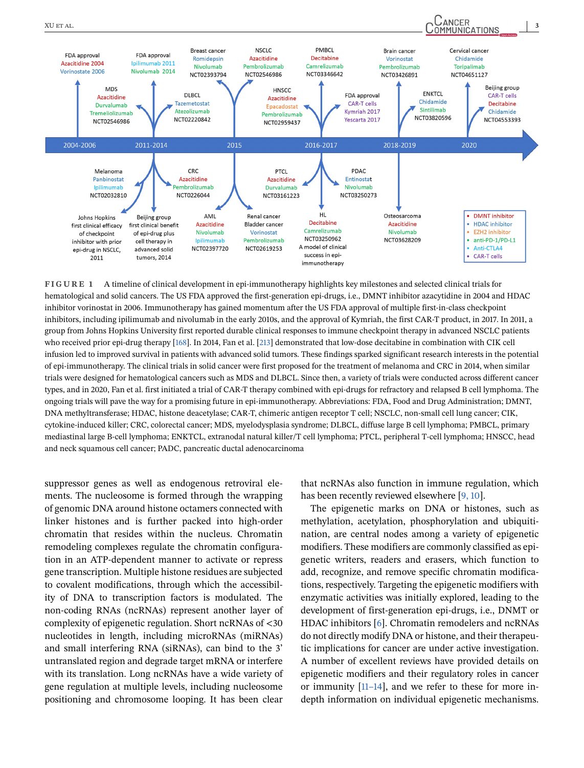FDA approval
Azacitidine 2004
Vorinostate 2006

FDA approval
Ipilimumab 2011
Nivolumab 2014

Breast cancer
Romidepsin
Nivolumab
NCT02393794

NSCLC
Azacitidine
Pembrolizumab
NCT02546986

PMBCL
Decitabine
Camrelizumab
NCT03346642

Brain cancer
Vorinostat
Pembrolizumab
NCT03426891

Cervical cancer
Chidamide
Toripalimab
NCT04651127

MDS
Azacitidine
Durvalumab
Tremeliolizumab
NCT02546986

DLBCL
Tazemetostat
Atezolizumab
NCT02220842

HNSCC
Azacitidine
Epacadostat
Pembrolizumab
NCT02959437

FDA approval
CAR-T cells
Kymriah 2017
Yescarta 2017

ENKTCL
Chidamide
Sintilimab
NCT03820596

Beijing group
CAR-T cells
Decitabine
Chidamide
NCT04553393

2004-2006 | 2011-2014 | 2015 | 2016-2017 | 2018-2019 | 2020

Melanoma
Panbinostat
Ipilimumab
NCT02032810

CRC
Azacitidine
Pembrolizumab
NCT0226044

PTCL
Azacitidine
Durvalumab
NCT03161223

PDAC
Entinostat
Nivolumab
NCT03250273

Johns Hopkins first clinical efficacy of checkpoint inhibitor with prior epi-drug in NSCLC, 2011

Beijing group first clinical benefit of epi-drug plus cell therapy in advanced solid tumors, 2014

AML
Azacitidine
Nivolumab
Ipilimumab
NCT02397720

Renal cancer
Bladder cancer
Vorinostat
Pembrolizumab
NCT02619253

HL
Decitabine
Camrelizumab
NCT03250962
A model of clinical success in epi-immunotherapy

Osteosarcoma
Azacitidine
Nivolumab
NCT03628209

- DMNT inhibitor
- HDAC inhibitor
- EZH2 inhibitor
- anti-PD-1/PD-L1
- Anti-CTLA4
- CAR-T cells

**FIGURE 1** A timeline of clinical development in epi-immunotherapy highlights key milestones and selected clinical trials for hematological and solid cancers. The US FDA approved the first-generation epi-drugs, i.e., DMNT inhibitor azacytidine in 2004 and HDAC inhibitor vorinostat in 2006. Immunotherapy has gained momentum after the US FDA approval of multiple first-in-class checkpoint inhibitors, including ipilimumab and nivolumab in the early 2010s, and the approval of Kymriah, the first CAR-T product, in 2017. In 2011, a group from Johns Hopkins University first reported durable clinical responses to immune checkpoint therapy in advanced NSCLC patients who received prior epi-drug therapy [168]. In 2014, Fan et al. [213] demonstrated that low-dose decitabine in combination with CIK cell infusion led to improved survival in patients with advanced solid tumors. These findings sparked significant research interests in the potential of epi-immunotherapy. The clinical trials in solid cancer were first proposed for the treatment of melanoma and CRC in 2014, when similar trials were designed for hematological cancers such as MDS and DLBCL. Since then, a variety of trials were conducted across different cancer types, and in 2020, Fan et al. first initiated a trial of CAR-T therapy combined with epi-drugs for refractory and relapsed B cell lymphoma. The ongoing trials will pave the way for a promising future in epi-immunotherapy. Abbreviations: FDA, Food and Drug Administration; DMNT, DNA methyltransferase; HDAC, histone deacetylase; CAR-T, chimeric antigen receptor T cell; NSCLC, non-small cell lung cancer; CIK, cytokine-induced killer; CRC, colorectal cancer; MDS, myelodysplasia syndrome; DLBCL, diffuse large B cell lymphoma; PMBCL, primary mediastinal large B-cell lymphoma; ENKTCL, extranodal natural killer/T cell lymphoma; PTCL, peripheral T-cell lymphoma; HNSCC, head and neck squamous cell cancer; PADC, pancreatic ductal adenocarcinoma

suppressor genes as well as endogenous retroviral elements. The nucleosome is formed through the wrapping of genomic DNA around histone octamers connected with linker histones and is further packed into high-order chromatin that resides within the nucleus. Chromatin remodeling complexes regulate the chromatin configuration in an ATP-dependent manner to activate or repress gene transcription. Multiple histone residues are subjected to covalent modifications, through which the accessibility of DNA to transcription factors is modulated. The non-coding RNAs (ncRNAs) represent another layer of complexity of epigenetic regulation. Short ncRNAs of <30 nucleotides in length, including microRNAs (miRNAs) and small interfering RNA (siRNAs), can bind to the 3' untranslated region and degrade target mRNA or interfere with its translation. Long ncRNAs have a wide variety of gene regulation at multiple levels, including nucleosome positioning and chromosome looping. It has been clear that ncRNAs also function in immune regulation, which has been recently reviewed elsewhere [9, 10].

The epigenetic marks on DNA or histones, such as methylation, acetylation, phosphorylation and ubiquitination, are central nodes among a variety of epigenetic modifiers. These modifiers are commonly classified as epigenetic writers, readers and erasers, which function to add, recognize, and remove specific chromatin modifications, respectively. Targeting the epigenetic modifiers with enzymatic activities was initially explored, leading to the development of first-generation epi-drugs, i.e., DNMT or HDAC inhibitors [6]. Chromatin remodelers and ncRNAs do not directly modify DNA or histone, and their therapeutic implications for cancer are under active investigation. A number of excellent reviews have provided details on epigenetic modifiers and their regulatory roles in cancer or immunity [11–14], and we refer to these for more in-depth information on individual epigenetic mechanisms.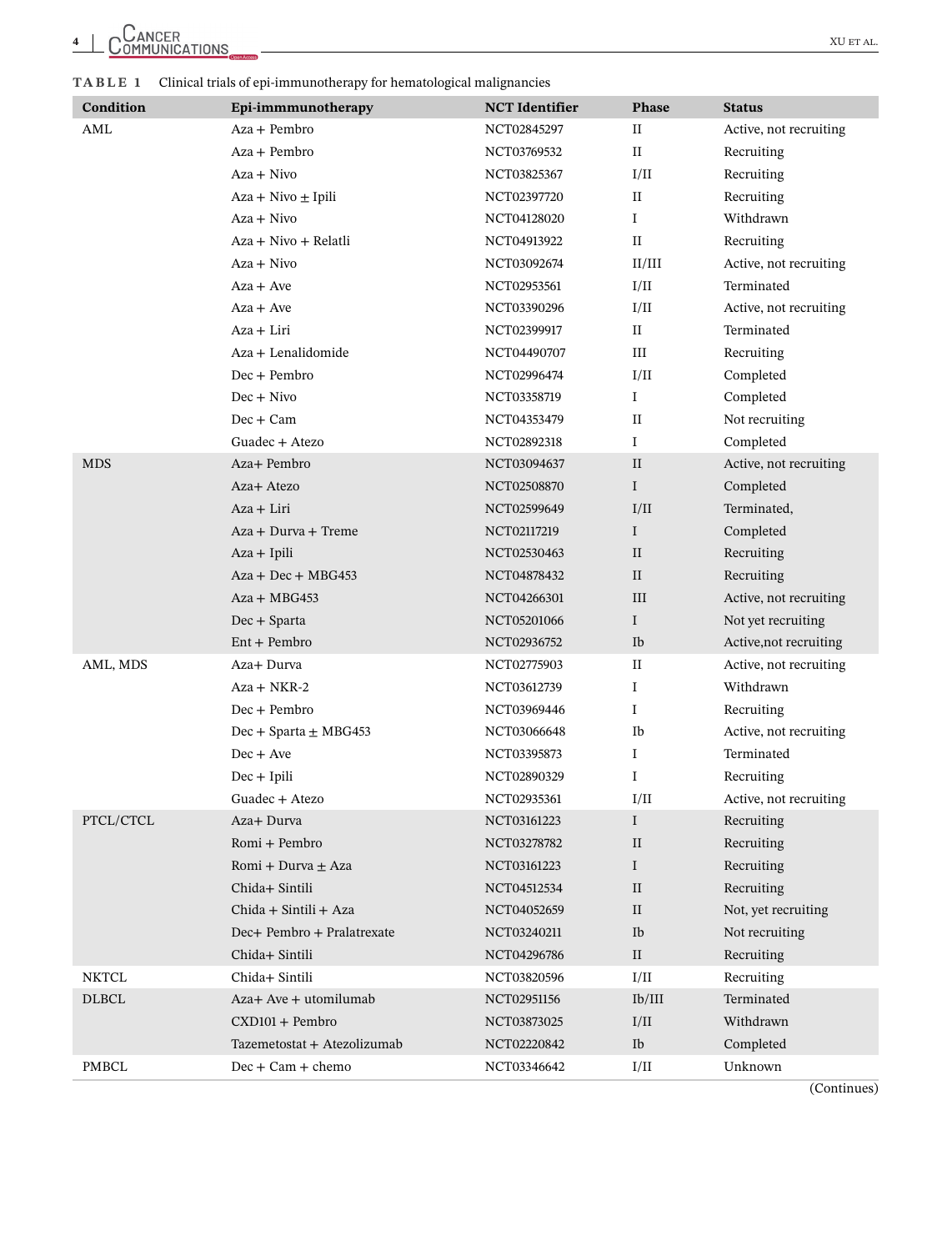**TABLE 1** Clinical trials of epi-immunotherapy for hematological malignancies

| Condition | Epi-immmunotherapy | NCT Identifier | Phase | Status |
|---|---|---|---|---|
| AML | Aza + Pembro | NCT02845297 | II | Active, not recruiting |
| | Aza + Pembro | NCT03769532 | II | Recruiting |
| | Aza + Nivo | NCT03825367 | I/II | Recruiting |
| | Aza + Nivo ± Ipili | NCT02397720 | II | Recruiting |
| | Aza + Nivo | NCT04128020 | I | Withdrawn |
| | Aza + Nivo + Relatli | NCT04913922 | II | Recruiting |
| | Aza + Nivo | NCT03092674 | II/III | Active, not recruiting |
| | Aza + Ave | NCT02953561 | I/II | Terminated |
| | Aza + Ave | NCT03390296 | I/II | Active, not recruiting |
| | Aza + Liri | NCT02399917 | II | Terminated |
| | Aza + Lenalidomide | NCT04490707 | III | Recruiting |
| | Dec + Pembro | NCT02996474 | I/II | Completed |
| | Dec + Nivo | NCT03358719 | I | Completed |
| | Dec + Cam | NCT04353479 | II | Not recruiting |
| | Guadec + Atezo | NCT02892318 | I | Completed |
| MDS | Aza+ Pembro | NCT03094637 | II | Active, not recruiting |
| | Aza+ Atezo | NCT02508870 | I | Completed |
| | Aza + Liri | NCT02599649 | I/II | Terminated, |
| | Aza + Durva + Treme | NCT02117219 | I | Completed |
| | Aza + Ipili | NCT02530463 | II | Recruiting |
| | Aza + Dec + MBG453 | NCT04878432 | II | Recruiting |
| | Aza + MBG453 | NCT04266301 | III | Active, not recruiting |
| | Dec + Sparta | NCT05201066 | I | Not yet recruiting |
| | Ent + Pembro | NCT02936752 | Ib | Active,not recruiting |
| AML, MDS | Aza+ Durva | NCT02775903 | II | Active, not recruiting |
| | Aza + NKR-2 | NCT03612739 | I | Withdrawn |
| | Dec + Pembro | NCT03969446 | I | Recruiting |
| | Dec + Sparta ± MBG453 | NCT03066648 | Ib | Active, not recruiting |
| | Dec + Ave | NCT03395873 | I | Terminated |
| | Dec + Ipili | NCT02890329 | I | Recruiting |
| | Guadec + Atezo | NCT02935361 | I/II | Active, not recruiting |
| PTCL/CTCL | Aza+ Durva | NCT03161223 | I | Recruiting |
| | Romi + Pembro | NCT03278782 | II | Recruiting |
| | Romi + Durva ± Aza | NCT03161223 | I | Recruiting |
| | Chida+ Sintili | NCT04512534 | II | Recruiting |
| | Chida + Sintili + Aza | NCT04052659 | II | Not, yet recruiting |
| | Dec+ Pembro + Pralatrexate | NCT03240211 | Ib | Not recruiting |
| | Chida+ Sintili | NCT04296786 | II | Recruiting |
| NKTCL | Chida+ Sintili | NCT03820596 | I/II | Recruiting |
| DLBCL | Aza+ Ave + utomilumab | NCT02951156 | Ib/III | Terminated |
| | CXD101 + Pembro | NCT03873025 | I/II | Withdrawn |
| | Tazemetostat + Atezolizumab | NCT02220842 | Ib | Completed |
| PMBCL | Dec + Cam + chemo | NCT03346642 | I/II | Unknown |

(Continues)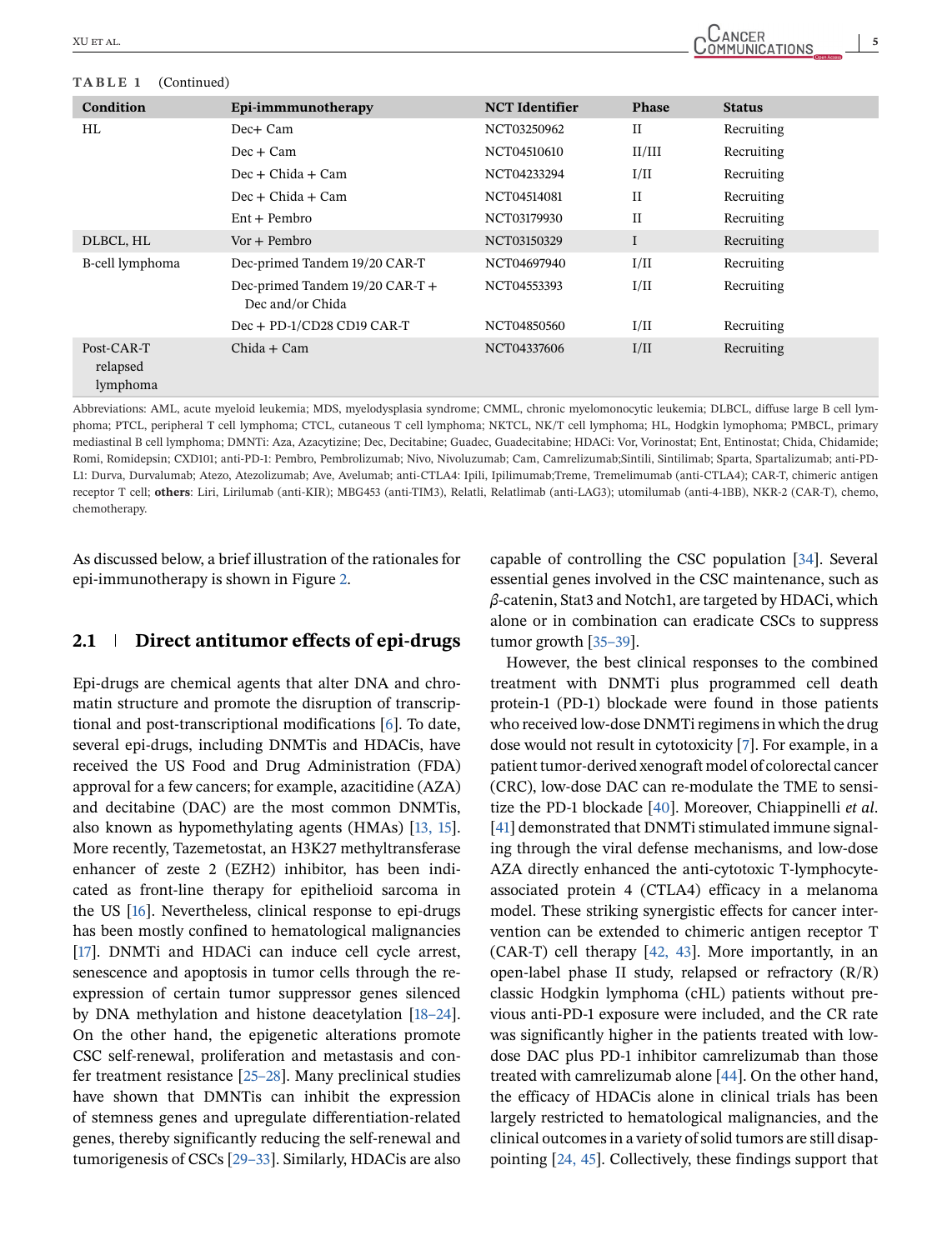**TABLE 1** (Continued)

| Condition | Epi-immmunotherapy | NCT Identifier | Phase | Status |
|---|---|---|---|---|
| HL | Dec+ Cam | NCT03250962 | II | Recruiting |
| | Dec + Cam | NCT04510610 | II/III | Recruiting |
| | Dec + Chida + Cam | NCT04233294 | I/II | Recruiting |
| | Dec + Chida + Cam | NCT04514081 | II | Recruiting |
| | Ent + Pembro | NCT03179930 | II | Recruiting |
| DLBCL, HL | Vor + Pembro | NCT03150329 | I | Recruiting |
| B-cell lymphoma | Dec-primed Tandem 19/20 CAR-T | NCT04697940 | I/II | Recruiting |
| | Dec-primed Tandem 19/20 CAR-T + Dec and/or Chida | NCT04553393 | I/II | Recruiting |
| | Dec + PD-1/CD28 CD19 CAR-T | NCT04850560 | I/II | Recruiting |
| Post-CAR-T relapsed lymphoma | Chida + Cam | NCT04337606 | I/II | Recruiting |

Abbreviations: AML, acute myeloid leukemia; MDS, myelodysplasia syndrome; CMML, chronic myelomonocytic leukemia; DLBCL, diffuse large B cell lymphoma; PTCL, peripheral T cell lymphoma; CTCL, cutaneous T cell lymphoma; NKTCL, NK/T cell lymphoma; HL, Hodgkin lymphoma; PMBCL, primary mediastinal B cell lymphoma; DMNTi: Aza, Azacytizine; Dec, Decitabine; Guadec, Guadecitabine; HDACi: Vor, Vorinostat; Ent, Entinostat; Chida, Chidamide; Romi, Romidepsin; CXD101; anti-PD-1: Pembro, Pembrolizumab; Nivo, Nivoluzumab; Cam, Camrelizumab;Sintili, Sintilimab; Sparta, Spartalizumab; anti-PD-L1: Durva, Durvalumab; Atezo, Atezolizumab; Ave, Avelumab; anti-CTLA4: Ipili, Ipilimumab;Treme, Tremelimumab (anti-CTLA4); CAR-T, chimeric antigen receptor T cell; **others**: Liri, Lirilumab (anti-KIR); MBG453 (anti-TIM3), Relatli, Relatlimab (anti-LAG3); utomilumab (anti-4-1BB), NKR-2 (CAR-T), chemo, chemotherapy.

As discussed below, a brief illustration of the rationales for epi-immunotherapy is shown in Figure 2.

### 2.1 Direct antitumor effects of epi-drugs

Epi-drugs are chemical agents that alter DNA and chromatin structure and promote the disruption of transcriptional and post-transcriptional modifications [6]. To date, several epi-drugs, including DNMTis and HDACis, have received the US Food and Drug Administration (FDA) approval for a few cancers; for example, azacitidine (AZA) and decitabine (DAC) are the most common DNMTis, also known as hypomethylating agents (HMAs) [13, 15]. More recently, Tazemetostat, an H3K27 methyltransferase enhancer of zeste 2 (EZH2) inhibitor, has been indicated as front-line therapy for epithelioid sarcoma in the US [16]. Nevertheless, clinical response to epi-drugs has been mostly confined to hematological malignancies [17]. DNMTi and HDACi can induce cell cycle arrest, senescence and apoptosis in tumor cells through the re-expression of certain tumor suppressor genes silenced by DNA methylation and histone deacetylation [18–24]. On the other hand, the epigenetic alterations promote CSC self-renewal, proliferation and metastasis and confer treatment resistance [25–28]. Many preclinical studies have shown that DMNTis can inhibit the expression of stemness genes and upregulate differentiation-related genes, thereby significantly reducing the self-renewal and tumorigenesis of CSCs [29–33]. Similarly, HDACis are also capable of controlling the CSC population [34]. Several essential genes involved in the CSC maintenance, such as β-catenin, Stat3 and Notch1, are targeted by HDACi, which alone or in combination can eradicate CSCs to suppress tumor growth [35–39].

However, the best clinical responses to the combined treatment with DNMTi plus programmed cell death protein-1 (PD-1) blockade were found in those patients who received low-dose DNMTi regimens in which the drug dose would not result in cytotoxicity [7]. For example, in a patient tumor-derived xenograft model of colorectal cancer (CRC), low-dose DAC can re-modulate the TME to sensitize the PD-1 blockade [40]. Moreover, Chiappinelli *et al.* [41] demonstrated that DNMTi stimulated immune signaling through the viral defense mechanisms, and low-dose AZA directly enhanced the anti-cytotoxic T-lymphocyte-associated protein 4 (CTLA4) efficacy in a melanoma model. These striking synergistic effects for cancer intervention can be extended to chimeric antigen receptor T (CAR-T) cell therapy [42, 43]. More importantly, in an open-label phase II study, relapsed or refractory (R/R) classic Hodgkin lymphoma (cHL) patients without previous anti-PD-1 exposure were included, and the CR rate was significantly higher in the patients treated with low-dose DAC plus PD-1 inhibitor camrelizumab than those treated with camrelizumab alone [44]. On the other hand, the efficacy of HDACis alone in clinical trials has been largely restricted to hematological malignancies, and the clinical outcomes in a variety of solid tumors are still disappointing [24, 45]. Collectively, these findings support that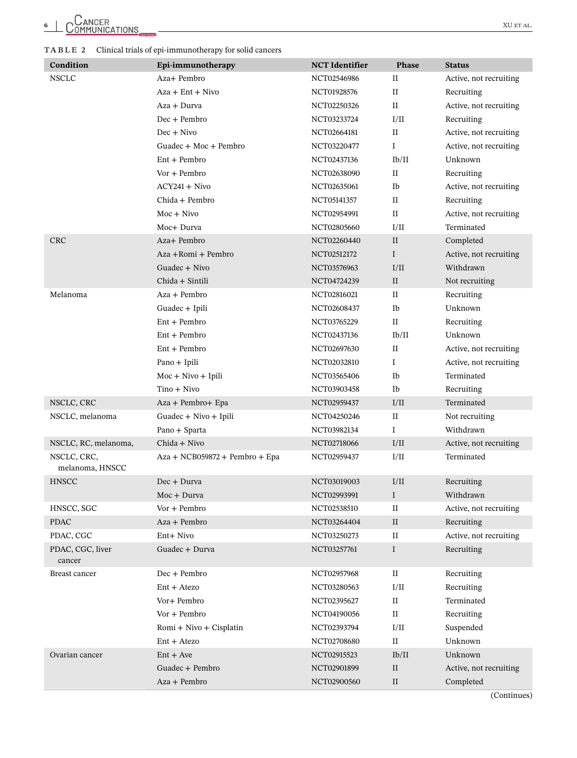**TABLE 2** Clinical trials of epi-immunotherapy for solid cancers

| Condition | Epi-immunotherapy | NCT Identifier | Phase | Status |
|---|---|---|---|---|
| NSCLC | Aza+ Pembro | NCT02546986 | II | Active, not recruiting |
| | Aza + Ent + Nivo | NCT01928576 | II | Recruiting |
| | Aza + Durva | NCT02250326 | II | Active, not recruiting |
| | Dec + Pembro | NCT03233724 | I/II | Recruiting |
| | Dec + Nivo | NCT02664181 | II | Active, not recruiting |
| | Guadec + Moc + Pembro | NCT03220477 | I | Active, not recruiting |
| | Ent + Pembro | NCT02437136 | Ib/II | Unknown |
| | Vor + Pembro | NCT02638090 | II | Recruiting |
| | ACY241 + Nivo | NCT02635061 | Ib | Active, not recruiting |
| | Chida + Pembro | NCT05141357 | II | Recruiting |
| | Moc + Nivo | NCT02954991 | II | Active, not recruiting |
| | Moc+ Durva | NCT02805660 | I/II | Terminated |
| CRC | Aza+ Pembro | NCT02260440 | II | Completed |
| | Aza +Romi + Pembro | NCT02512172 | I | Active, not recruiting |
| | Guadec + Nivo | NCT03576963 | I/II | Withdrawn |
| | Chida + Sintili | NCT04724239 | II | Not recruiting |
| Melanoma | Aza + Pembro | NCT02816021 | II | Recruiting |
| | Guadec + Ipili | NCT02608437 | Ib | Unknown |
| | Ent + Pembro | NCT03765229 | II | Recruiting |
| | Ent + Pembro | NCT02437136 | Ib/II | Unknown |
| | Ent + Pembro | NCT02697630 | II | Active, not recruiting |
| | Pano + Ipili | NCT02032810 | I | Active, not recruiting |
| | Moc + Nivo + Ipili | NCT03565406 | Ib | Terminated |
| | Tino + Nivo | NCT03903458 | Ib | Recruiting |
| NSCLC, CRC | Aza + Pembro+ Epa | NCT02959437 | I/II | Terminated |
| NSCLC, melanoma | Guadec + Nivo + Ipili | NCT04250246 | II | Not recruiting |
| | Pano + Sparta | NCT03982134 | I | Withdrawn |
| NSCLC, RC, melanoma, | Chida + Nivo | NCT02718066 | I/II | Active, not recruiting |
| NSCLC, CRC, melanoma, HNSCC | Aza + NCB059872 + Pembro + Epa | NCT02959437 | I/II | Terminated |
| HNSCC | Dec + Durva | NCT03019003 | I/II | Recruiting |
| | Moc + Durva | NCT02993991 | I | Withdrawn |
| HNSCC, SGC | Vor + Pembro | NCT02538510 | II | Active, not recruiting |
| PDAC | Aza + Pembro | NCT03264404 | II | Recruiting |
| PDAC, CGC | Ent+ Nivo | NCT03250273 | II | Active, not recruiting |
| PDAC, CGC, liver cancer | Guadec + Durva | NCT03257761 | I | Recruiting |
| Breast cancer | Dec + Pembro | NCT02957968 | II | Recruiting |
| | Ent + Atezo | NCT03280563 | I/II | Recruiting |
| | Vor+ Pembro | NCT02395627 | II | Terminated |
| | Vor + Pembro | NCT04190056 | II | Recruiting |
| | Romi + Nivo + Cisplatin | NCT02393794 | I/II | Suspended |
| | Ent + Atezo | NCT02708680 | II | Unknown |
| Ovarian cancer | Ent + Ave | NCT02915523 | Ib/II | Unknown |
| | Guadec + Pembro | NCT02901899 | II | Active, not recruiting |
| | Aza + Pembro | NCT02900560 | II | Completed |

(Continues)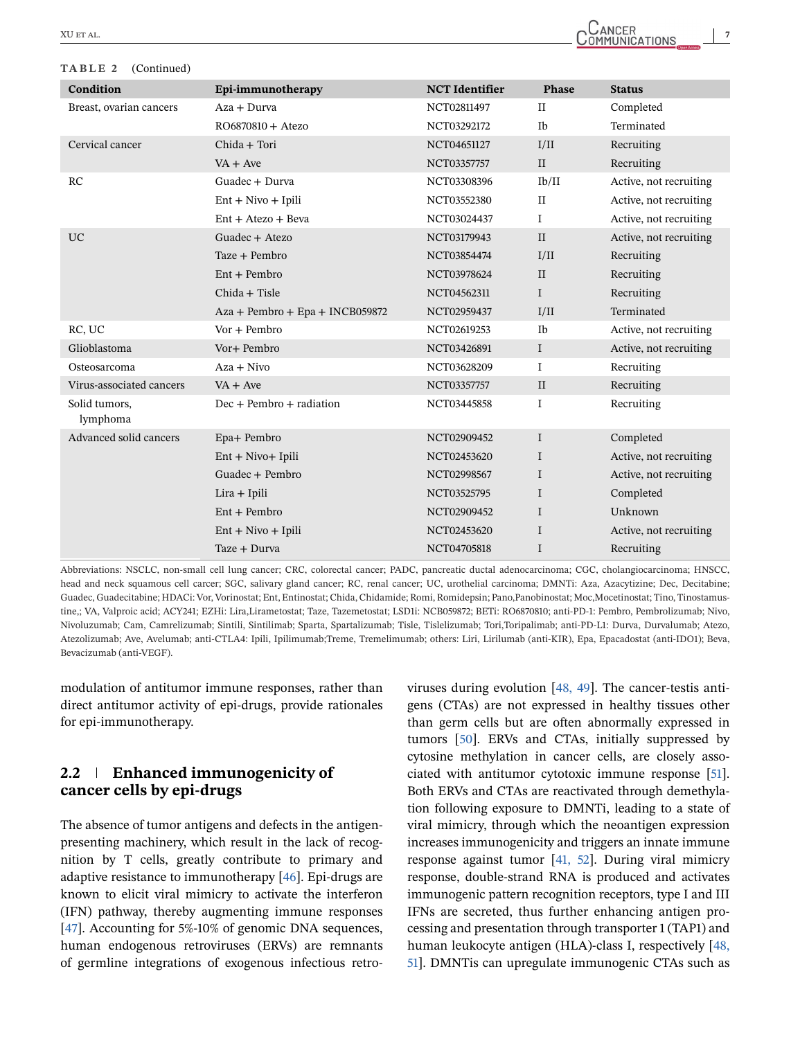**TABLE 2** (Continued)

| Condition | Epi-immunotherapy | NCT Identifier | Phase | Status |
|---|---|---|---|---|
| Breast, ovarian cancers | Aza + Durva | NCT02811497 | II | Completed |
| | RO6870810 + Atezo | NCT03292172 | Ib | Terminated |
| Cervical cancer | Chida + Tori | NCT04651127 | I/II | Recruiting |
| | VA + Ave | NCT03357757 | II | Recruiting |
| RC | Guadec + Durva | NCT03308396 | Ib/II | Active, not recruiting |
| | Ent + Nivo + Ipili | NCT03552380 | II | Active, not recruiting |
| | Ent + Atezo + Beva | NCT03024437 | I | Active, not recruiting |
| UC | Guadec + Atezo | NCT03179943 | II | Active, not recruiting |
| | Taze + Pembro | NCT03854474 | I/II | Recruiting |
| | Ent + Pembro | NCT03978624 | II | Recruiting |
| | Chida + Tisle | NCT04562311 | I | Recruiting |
| | Aza + Pembro + Epa + INCB059872 | NCT02959437 | I/II | Terminated |
| RC, UC | Vor + Pembro | NCT02619253 | Ib | Active, not recruiting |
| Glioblastoma | Vor+ Pembro | NCT03426891 | I | Active, not recruiting |
| Osteosarcoma | Aza + Nivo | NCT03628209 | I | Recruiting |
| Virus-associated cancers | VA + Ave | NCT03357757 | II | Recruiting |
| Solid tumors, lymphoma | Dec + Pembro + radiation | NCT03445858 | I | Recruiting |
| Advanced solid cancers | Epa+ Pembro | NCT02909452 | I | Completed |
| | Ent + Nivo+ Ipili | NCT02453620 | I | Active, not recruiting |
| | Guadec + Pembro | NCT02998567 | I | Active, not recruiting |
| | Lira + Ipili | NCT03525795 | I | Completed |
| | Ent + Pembro | NCT02909452 | I | Unknown |
| | Ent + Nivo + Ipili | NCT02453620 | I | Active, not recruiting |
| | Taze + Durva | NCT04705818 | I | Recruiting |

Abbreviations: NSCLC, non-small cell lung cancer; CRC, colorectal cancer; PADC, pancreatic ductal adenocarcinoma; CGC, cholangiocarcinoma; HNSCC, head and neck squamous cell carcer; SGC, salivary gland cancer; RC, renal cancer; UC, urothelial carcinoma; DMNTi: Aza, Azacytizine; Dec, Decitabine; Guadec, Guadecitabine; HDACi: Vor, Vorinostat; Ent, Entinostat; Chida, Chidamide; Romi, Romidepsin; Pano,Panobinostat; Moc,Mocetinostat; Tino, Tinostamustine,; VA, Valproic acid; ACY241; EZHi: Lira,Lirametostat; Taze, Tazemetostat; LSD1i: NCB059872; BETi: RO6870810; anti-PD-1: Pembro, Pembrolizumab; Nivo, Nivoluzumab; Cam, Camrelizumab; Sintili, Sintilimab; Sparta, Spartalizumab; Tisle, Tislelizumab; Tori,Toripalimab; anti-PD-L1: Durva, Durvalumab; Atezo, Atezolizumab; Ave, Avelumab; anti-CTLA4: Ipili, Ipilimumab;Treme, Tremelimumab; others: Liri, Lirilumab (anti-KIR), Epa, Epacadostat (anti-IDO1); Beva, Bevacizumab (anti-VEGF).

modulation of antitumor immune responses, rather than direct antitumor activity of epi-drugs, provide rationales for epi-immunotherapy.

## 2.2 | Enhanced immunogenicity of cancer cells by epi-drugs

The absence of tumor antigens and defects in the antigen-presenting machinery, which result in the lack of recognition by T cells, greatly contribute to primary and adaptive resistance to immunotherapy [46]. Epi-drugs are known to elicit viral mimicry to activate the interferon (IFN) pathway, thereby augmenting immune responses [47]. Accounting for 5%-10% of genomic DNA sequences, human endogenous retroviruses (ERVs) are remnants of germline integrations of exogenous infectious retroviruses during evolution [48, 49]. The cancer-testis antigens (CTAs) are not expressed in healthy tissues other than germ cells but are often abnormally expressed in tumors [50]. ERVs and CTAs, initially suppressed by cytosine methylation in cancer cells, are closely associated with antitumor cytotoxic immune response [51]. Both ERVs and CTAs are reactivated through demethylation following exposure to DMNTi, leading to a state of viral mimicry, through which the neoantigen expression increases immunogenicity and triggers an innate immune response against tumor [41, 52]. During viral mimicry response, double-strand RNA is produced and activates immunogenic pattern recognition receptors, type I and III IFNs are secreted, thus further enhancing antigen processing and presentation through transporter 1 (TAP1) and human leukocyte antigen (HLA)-class I, respectively [48, 51]. DMNTis can upregulate immunogenic CTAs such as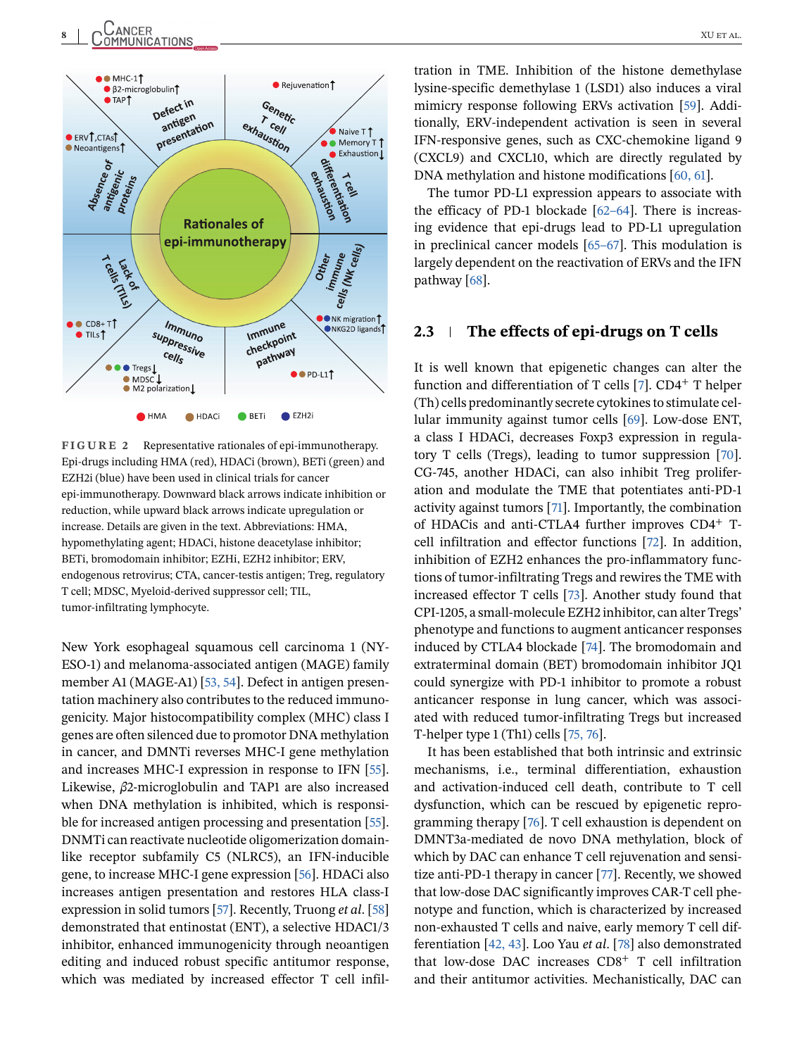FIGURE 2 Representative rationales of epi-immunotherapy. Epi-drugs including HMA (red), HDACi (brown), BETi (green) and EZH2i (blue) have been used in clinical trials for cancer epi-immunotherapy. Downward black arrows indicate inhibition or reduction, while upward black arrows indicate upregulation or increase. Details are given in the text. Abbreviations: HMA, hypomethylating agent; HDACi, histone deacetylase inhibitor; BETi, bromodomain inhibitor; EZHi, EZH2 inhibitor; ERV, endogenous retrovirus; CTA, cancer-testis antigen; Treg, regulatory T cell; MDSC, Myeloid-derived suppressor cell; TIL, tumor-infiltrating lymphocyte.

New York esophageal squamous cell carcinoma 1 (NY-ESO-1) and melanoma-associated antigen (MAGE) family member A1 (MAGE-A1) [53, 54]. Defect in antigen presentation machinery also contributes to the reduced immunogenicity. Major histocompatibility complex (MHC) class I genes are often silenced due to promotor DNA methylation in cancer, and DMNTi reverses MHC-I gene methylation and increases MHC-I expression in response to IFN [55]. Likewise, $\beta$2-microglobulin and TAP1 are also increased when DNA methylation is inhibited, which is responsible for increased antigen processing and presentation [55]. DNMTi can reactivate nucleotide oligomerization domain-like receptor subfamily C5 (NLRC5), an IFN-inducible gene, to increase MHC-I gene expression [56]. HDACi also increases antigen presentation and restores HLA class-I expression in solid tumors [57]. Recently, Truong *et al*. [58] demonstrated that entinostat (ENT), a selective HDAC1/3 inhibitor, enhanced immunogenicity through neoantigen editing and induced robust specific antitumor response, which was mediated by increased effector T cell infiltration in TME. Inhibition of the histone demethylase lysine-specific demethylase 1 (LSD1) also induces a viral mimicry response following ERVs activation [59]. Additionally, ERV-independent activation is seen in several IFN-responsive genes, such as CXC-chemokine ligand 9 (CXCL9) and CXCL10, which are directly regulated by DNA methylation and histone modifications [60, 61].

The tumor PD-L1 expression appears to associate with the efficacy of PD-1 blockade [62–64]. There is increasing evidence that epi-drugs lead to PD-L1 upregulation in preclinical cancer models [65–67]. This modulation is largely dependent on the reactivation of ERVs and the IFN pathway [68].

### 2.3 The effects of epi-drugs on T cells

It is well known that epigenetic changes can alter the function and differentiation of T cells [7]. $CD4^+$ T helper (Th) cells predominantly secrete cytokines to stimulate cellular immunity against tumor cells [69]. Low-dose ENT, a class I HDACi, decreases Foxp3 expression in regulatory T cells (Tregs), leading to tumor suppression [70]. CG-745, another HDACi, can also inhibit Treg proliferation and modulate the TME that potentiates anti-PD-1 activity against tumors [71]. Importantly, the combination of HDACis and anti-CTLA4 further improves $CD4^+$ T-cell infiltration and effector functions [72]. In addition, inhibition of EZH2 enhances the pro-inflammatory functions of tumor-infiltrating Tregs and rewires the TME with increased effector T cells [73]. Another study found that CPI-1205, a small-molecule EZH2 inhibitor, can alter Tregs' phenotype and functions to augment anticancer responses induced by CTLA4 blockade [74]. The bromodomain and extraterminal domain (BET) bromodomain inhibitor JQ1 could synergize with PD-1 inhibitor to promote a robust anticancer response in lung cancer, which was associated with reduced tumor-infiltrating Tregs but increased T-helper type 1 (Th1) cells [75, 76].

It has been established that both intrinsic and extrinsic mechanisms, i.e., terminal differentiation, exhaustion and activation-induced cell death, contribute to T cell dysfunction, which can be rescued by epigenetic reprogramming therapy [76]. T cell exhaustion is dependent on DMNT3a-mediated de novo DNA methylation, block of which by DAC can enhance T cell rejuvenation and sensitize anti-PD-1 therapy in cancer [77]. Recently, we showed that low-dose DAC significantly improves CAR-T cell phenotype and function, which is characterized by increased non-exhausted T cells and naive, early memory T cell differentiation [42, 43]. Loo Yau *et al*. [78] also demonstrated that low-dose DAC increases $CD8^+$ T cell infiltration and their antitumor activities. Mechanistically, DAC can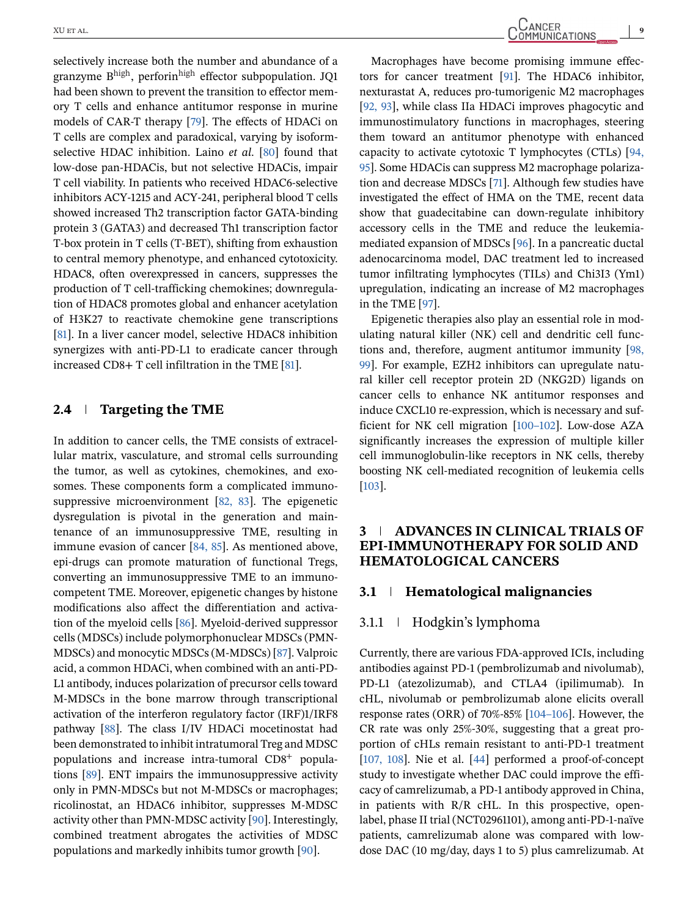selectively increase both the number and abundance of a granzyme $B^{high}$, $perforin^{high}$ effector subpopulation. JQ1 had been shown to prevent the transition to effector memory T cells and enhance antitumor response in murine models of CAR-T therapy [79]. The effects of HDACi on T cells are complex and paradoxical, varying by isoform-selective HDAC inhibition. Laino *et al.* [80] found that low-dose pan-HDACis, but not selective HDACis, impair T cell viability. In patients who received HDAC6-selective inhibitors ACY-1215 and ACY-241, peripheral blood T cells showed increased Th2 transcription factor GATA-binding protein 3 (GATA3) and decreased Th1 transcription factor T-box protein in T cells (T-BET), shifting from exhaustion to central memory phenotype, and enhanced cytotoxicity. HDAC8, often overexpressed in cancers, suppresses the production of T cell-trafficking chemokines; downregulation of HDAC8 promotes global and enhancer acetylation of H3K27 to reactivate chemokine gene transcriptions [81]. In a liver cancer model, selective HDAC8 inhibition synergizes with anti-PD-L1 to eradicate cancer through increased CD8+ T cell infiltration in the TME [81].

### 2.4 Targeting the TME

In addition to cancer cells, the TME consists of extracellular matrix, vasculature, and stromal cells surrounding the tumor, as well as cytokines, chemokines, and exosomes. These components form a complicated immunosuppressive microenvironment [82, 83]. The epigenetic dysregulation is pivotal in the generation and maintenance of an immunosuppressive TME, resulting in immune evasion of cancer [84, 85]. As mentioned above, epi-drugs can promote maturation of functional Tregs, converting an immunosuppressive TME to an immunocompetent TME. Moreover, epigenetic changes by histone modifications also affect the differentiation and activation of the myeloid cells [86]. Myeloid-derived suppressor cells (MDSCs) include polymorphonuclear MDSCs (PMN-MDSCs) and monocytic MDSCs (M-MDSCs) [87]. Valproic acid, a common HDACi, when combined with an anti-PD-L1 antibody, induces polarization of precursor cells toward M-MDSCs in the bone marrow through transcriptional activation of the interferon regulatory factor (IRF)1/IRF8 pathway [88]. The class I/IV HDACi mocetinostat had been demonstrated to inhibit intratumoral Treg and MDSC populations and increase intra-tumoral $CD8^{+}$ populations [89]. ENT impairs the immunosuppressive activity only in PMN-MDSCs but not M-MDSCs or macrophages; ricolinostat, an HDAC6 inhibitor, suppresses M-MDSC activity other than PMN-MDSC activity [90]. Interestingly, combined treatment abrogates the activities of MDSC populations and markedly inhibits tumor growth [90].

Macrophages have become promising immune effectors for cancer treatment [91]. The HDAC6 inhibitor, nexturastat A, reduces pro-tumorigenic M2 macrophages [92, 93], while class IIa HDACi improves phagocytic and immunostimulatory functions in macrophages, steering them toward an antitumor phenotype with enhanced capacity to activate cytotoxic T lymphocytes (CTLs) [94, 95]. Some HDACis can suppress M2 macrophage polarization and decrease MDSCs [71]. Although few studies have investigated the effect of HMA on the TME, recent data show that guadecitabine can down-regulate inhibitory accessory cells in the TME and reduce the leukemia-mediated expansion of MDSCs [96]. In a pancreatic ductal adenocarcinoma model, DAC treatment led to increased tumor infiltrating lymphocytes (TILs) and Chi3I3 (Ym1) upregulation, indicating an increase of M2 macrophages in the TME [97].

Epigenetic therapies also play an essential role in modulating natural killer (NK) cell and dendritic cell functions and, therefore, augment antitumor immunity [98, 99]. For example, EZH2 inhibitors can upregulate natural killer cell receptor protein 2D (NKG2D) ligands on cancer cells to enhance NK antitumor responses and induce CXCL10 re-expression, which is necessary and sufficient for NK cell migration [100–102]. Low-dose AZA significantly increases the expression of multiple killer cell immunoglobulin-like receptors in NK cells, thereby boosting NK cell-mediated recognition of leukemia cells [103].

## 3 ADVANCES IN CLINICAL TRIALS OF EPI-IMMUNOTHERAPY FOR SOLID AND HEMATOLOGICAL CANCERS

### 3.1 Hematological malignancies

#### 3.1.1 Hodgkin's lymphoma

Currently, there are various FDA-approved ICIs, including antibodies against PD-1 (pembrolizumab and nivolumab), PD-L1 (atezolizumab), and CTLA4 (ipilimumab). In cHL, nivolumab or pembrolizumab alone elicits overall response rates (ORR) of 70%-85% [104–106]. However, the CR rate was only 25%-30%, suggesting that a great proportion of cHLs remain resistant to anti-PD-1 treatment [107, 108]. Nie et al. [44] performed a proof-of-concept study to investigate whether DAC could improve the efficacy of camrelizumab, a PD-1 antibody approved in China, in patients with R/R cHL. In this prospective, open-label, phase II trial (NCT02961101), among anti-PD-1-naïve patients, camrelizumab alone was compared with low-dose DAC (10 mg/day, days 1 to 5) plus camrelizumab. At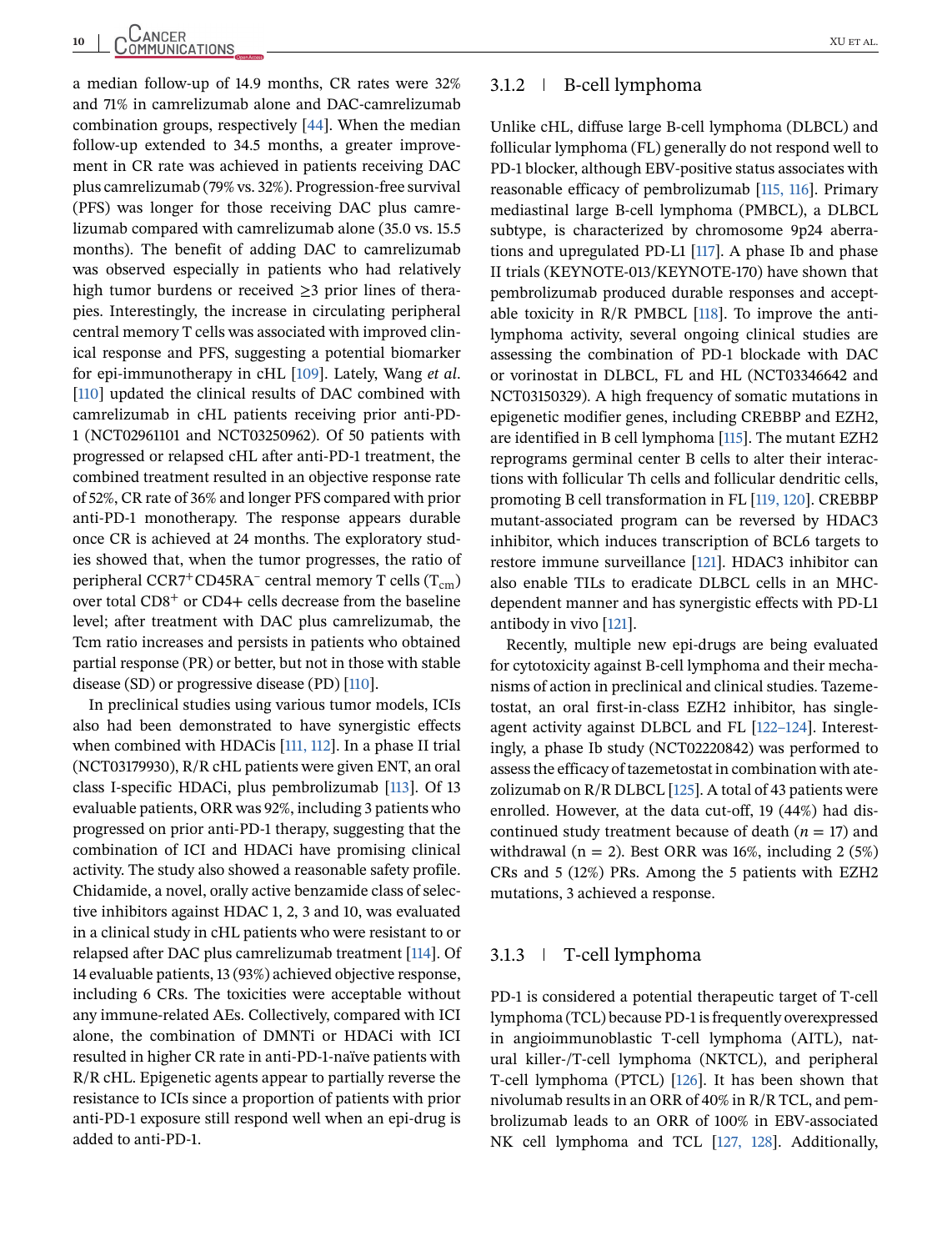a median follow-up of 14.9 months, CR rates were 32% and 71% in camrelizumab alone and DAC-camrelizumab combination groups, respectively [44]. When the median follow-up extended to 34.5 months, a greater improvement in CR rate was achieved in patients receiving DAC plus camrelizumab (79% vs. 32%). Progression-free survival (PFS) was longer for those receiving DAC plus camrelizumab compared with camrelizumab alone (35.0 vs. 15.5 months). The benefit of adding DAC to camrelizumab was observed especially in patients who had relatively high tumor burdens or received ≥3 prior lines of therapies. Interestingly, the increase in circulating peripheral central memory T cells was associated with improved clinical response and PFS, suggesting a potential biomarker for epi-immunotherapy in cHL [109]. Lately, Wang *et al.* [110] updated the clinical results of DAC combined with camrelizumab in cHL patients receiving prior anti-PD-1 (NCT02961101 and NCT03250962). Of 50 patients with progressed or relapsed cHL after anti-PD-1 treatment, the combined treatment resulted in an objective response rate of 52%, CR rate of 36% and longer PFS compared with prior anti-PD-1 monotherapy. The response appears durable once CR is achieved at 24 months. The exploratory studies showed that, when the tumor progresses, the ratio of peripheral $CCR7^{+}CD45RA^{-}$ central memory T cells ($T_{cm}$) over total $CD8^{+}$ or CD4+ cells decrease from the baseline level; after treatment with DAC plus camrelizumab, the Tcm ratio increases and persists in patients who obtained partial response (PR) or better, but not in those with stable disease (SD) or progressive disease (PD) [110].

In preclinical studies using various tumor models, ICIs also had been demonstrated to have synergistic effects when combined with HDACis [111, 112]. In a phase II trial (NCT03179930), R/R cHL patients were given ENT, an oral class I-specific HDACi, plus pembrolizumab [113]. Of 13 evaluable patients, ORR was 92%, including 3 patients who progressed on prior anti-PD-1 therapy, suggesting that the combination of ICI and HDACi have promising clinical activity. The study also showed a reasonable safety profile. Chidamide, a novel, orally active benzamide class of selective inhibitors against HDAC 1, 2, 3 and 10, was evaluated in a clinical study in cHL patients who were resistant to or relapsed after DAC plus camrelizumab treatment [114]. Of 14 evaluable patients, 13 (93%) achieved objective response, including 6 CRs. The toxicities were acceptable without any immune-related AEs. Collectively, compared with ICI alone, the combination of DMNTi or HDACi with ICI resulted in higher CR rate in anti-PD-1-naïve patients with R/R cHL. Epigenetic agents appear to partially reverse the resistance to ICIs since a proportion of patients with prior anti-PD-1 exposure still respond well when an epi-drug is added to anti-PD-1.

### 3.1.2 | B-cell lymphoma

Unlike cHL, diffuse large B-cell lymphoma (DLBCL) and follicular lymphoma (FL) generally do not respond well to PD-1 blocker, although EBV-positive status associates with reasonable efficacy of pembrolizumab [115, 116]. Primary mediastinal large B-cell lymphoma (PMBCL), a DLBCL subtype, is characterized by chromosome 9p24 aberrations and upregulated PD-L1 [117]. A phase Ib and phase II trials (KEYNOTE-013/KEYNOTE-170) have shown that pembrolizumab produced durable responses and acceptable toxicity in R/R PMBCL [118]. To improve the anti-lymphoma activity, several ongoing clinical studies are assessing the combination of PD-1 blockade with DAC or vorinostat in DLBCL, FL and HL (NCT03346642 and NCT03150329). A high frequency of somatic mutations in epigenetic modifier genes, including CREBBP and EZH2, are identified in B cell lymphoma [115]. The mutant EZH2 reprograms germinal center B cells to alter their interactions with follicular Th cells and follicular dendritic cells, promoting B cell transformation in FL [119, 120]. CREBBP mutant-associated program can be reversed by HDAC3 inhibitor, which induces transcription of BCL6 targets to restore immune surveillance [121]. HDAC3 inhibitor can also enable TILs to eradicate DLBCL cells in an MHC-dependent manner and has synergistic effects with PD-L1 antibody in vivo [121].

Recently, multiple new epi-drugs are being evaluated for cytotoxicity against B-cell lymphoma and their mechanisms of action in preclinical and clinical studies. Tazemetostat, an oral first-in-class EZH2 inhibitor, has single-agent activity against DLBCL and FL [122–124]. Interestingly, a phase Ib study (NCT02220842) was performed to assess the efficacy of tazemetostat in combination with atezolizumab on R/R DLBCL [125]. A total of 43 patients were enrolled. However, at the data cut-off, 19 (44%) had discontinued study treatment because of death ($n$ = 17) and withdrawal (n = 2). Best ORR was 16%, including 2 (5%) CRs and 5 (12%) PRs. Among the 5 patients with EZH2 mutations, 3 achieved a response.

### 3.1.3 | T-cell lymphoma

PD-1 is considered a potential therapeutic target of T-cell lymphoma (TCL) because PD-1 is frequently overexpressed in angioimmunoblastic T-cell lymphoma (AITL), natural killer-/T-cell lymphoma (NKTCL), and peripheral T-cell lymphoma (PTCL) [126]. It has been shown that nivolumab results in an ORR of 40% in R/R TCL, and pembrolizumab leads to an ORR of 100% in EBV-associated NK cell lymphoma and TCL [127, 128]. Additionally,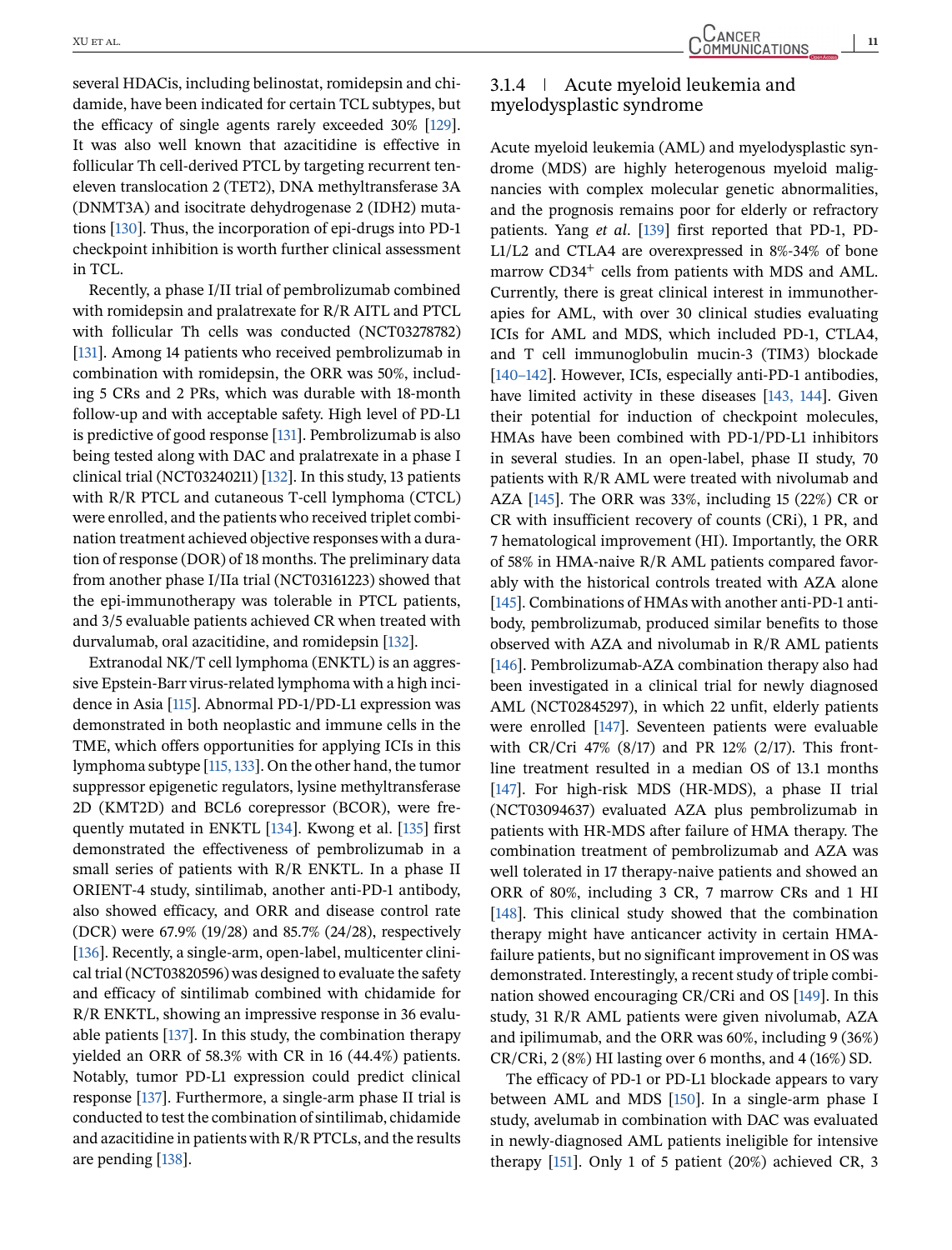several HDACis, including belinostat, romidepsin and chidamide, have been indicated for certain TCL subtypes, but the efficacy of single agents rarely exceeded 30% [129]. It was also well known that azacitidine is effective in follicular Th cell-derived PTCL by targeting recurrent ten-eleven translocation 2 (TET2), DNA methyltransferase 3A (DNMT3A) and isocitrate dehydrogenase 2 (IDH2) mutations [130]. Thus, the incorporation of epi-drugs into PD-1 checkpoint inhibition is worth further clinical assessment in TCL.

Recently, a phase I/II trial of pembrolizumab combined with romidepsin and pralatrexate for R/R AITL and PTCL with follicular Th cells was conducted (NCT03278782) [131]. Among 14 patients who received pembrolizumab in combination with romidepsin, the ORR was 50%, including 5 CRs and 2 PRs, which was durable with 18-month follow-up and with acceptable safety. High level of PD-L1 is predictive of good response [131]. Pembrolizumab is also being tested along with DAC and pralatrexate in a phase I clinical trial (NCT03240211) [132]. In this study, 13 patients with R/R PTCL and cutaneous T-cell lymphoma (CTCL) were enrolled, and the patients who received triplet combination treatment achieved objective responses with a duration of response (DOR) of 18 months. The preliminary data from another phase I/IIa trial (NCT03161223) showed that the epi-immunotherapy was tolerable in PTCL patients, and 3/5 evaluable patients achieved CR when treated with durvalumab, oral azacitidine, and romidepsin [132].

Extranodal NK/T cell lymphoma (ENKTL) is an aggressive Epstein-Barr virus-related lymphoma with a high incidence in Asia [115]. Abnormal PD-1/PD-L1 expression was demonstrated in both neoplastic and immune cells in the TME, which offers opportunities for applying ICIs in this lymphoma subtype [115, 133]. On the other hand, the tumor suppressor epigenetic regulators, lysine methyltransferase 2D (KMT2D) and BCL6 corepressor (BCOR), were frequently mutated in ENKTL [134]. Kwong et al. [135] first demonstrated the effectiveness of pembrolizumab in a small series of patients with R/R ENKTL. In a phase II ORIENT-4 study, sintilimab, another anti-PD-1 antibody, also showed efficacy, and ORR and disease control rate (DCR) were 67.9% (19/28) and 85.7% (24/28), respectively [136]. Recently, a single-arm, open-label, multicenter clinical trial (NCT03820596) was designed to evaluate the safety and efficacy of sintilimab combined with chidamide for R/R ENKTL, showing an impressive response in 36 evaluable patients [137]. In this study, the combination therapy yielded an ORR of 58.3% with CR in 16 (44.4%) patients. Notably, tumor PD-L1 expression could predict clinical response [137]. Furthermore, a single-arm phase II trial is conducted to test the combination of sintilimab, chidamide and azacitidine in patients with R/R PTCLs, and the results are pending [138].

### 3.1.4 | Acute myeloid leukemia and myelodysplastic syndrome

Acute myeloid leukemia (AML) and myelodysplastic syndrome (MDS) are highly heterogenous myeloid malignancies with complex molecular genetic abnormalities, and the prognosis remains poor for elderly or refractory patients. Yang *et al.* [139] first reported that PD-1, PD-L1/L2 and CTLA4 are overexpressed in 8%-34% of bone marrow $CD34^+$ cells from patients with MDS and AML. Currently, there is great clinical interest in immunotherapies for AML, with over 30 clinical studies evaluating ICIs for AML and MDS, which included PD-1, CTLA4, and T cell immunoglobulin mucin-3 (TIM3) blockade [140–142]. However, ICIs, especially anti-PD-1 antibodies, have limited activity in these diseases [143, 144]. Given their potential for induction of checkpoint molecules, HMAs have been combined with PD-1/PD-L1 inhibitors in several studies. In an open-label, phase II study, 70 patients with R/R AML were treated with nivolumab and AZA [145]. The ORR was 33%, including 15 (22%) CR or CR with insufficient recovery of counts (CRi), 1 PR, and 7 hematological improvement (HI). Importantly, the ORR of 58% in HMA-naive R/R AML patients compared favorably with the historical controls treated with AZA alone [145]. Combinations of HMAs with another anti-PD-1 antibody, pembrolizumab, produced similar benefits to those observed with AZA and nivolumab in R/R AML patients [146]. Pembrolizumab-AZA combination therapy also had been investigated in a clinical trial for newly diagnosed AML (NCT02845297), in which 22 unfit, elderly patients were enrolled [147]. Seventeen patients were evaluable with CR/Cri 47% (8/17) and PR 12% (2/17). This frontline treatment resulted in a median OS of 13.1 months [147]. For high-risk MDS (HR-MDS), a phase II trial (NCT03094637) evaluated AZA plus pembrolizumab in patients with HR-MDS after failure of HMA therapy. The combination treatment of pembrolizumab and AZA was well tolerated in 17 therapy-naive patients and showed an ORR of 80%, including 3 CR, 7 marrow CRs and 1 HI [148]. This clinical study showed that the combination therapy might have anticancer activity in certain HMA-failure patients, but no significant improvement in OS was demonstrated. Interestingly, a recent study of triple combination showed encouraging CR/CRi and OS [149]. In this study, 31 R/R AML patients were given nivolumab, AZA and ipilimumab, and the ORR was 60%, including 9 (36%) CR/CRi, 2 (8%) HI lasting over 6 months, and 4 (16%) SD.

The efficacy of PD-1 or PD-L1 blockade appears to vary between AML and MDS [150]. In a single-arm phase I study, avelumab in combination with DAC was evaluated in newly-diagnosed AML patients ineligible for intensive therapy [151]. Only 1 of 5 patient (20%) achieved CR, 3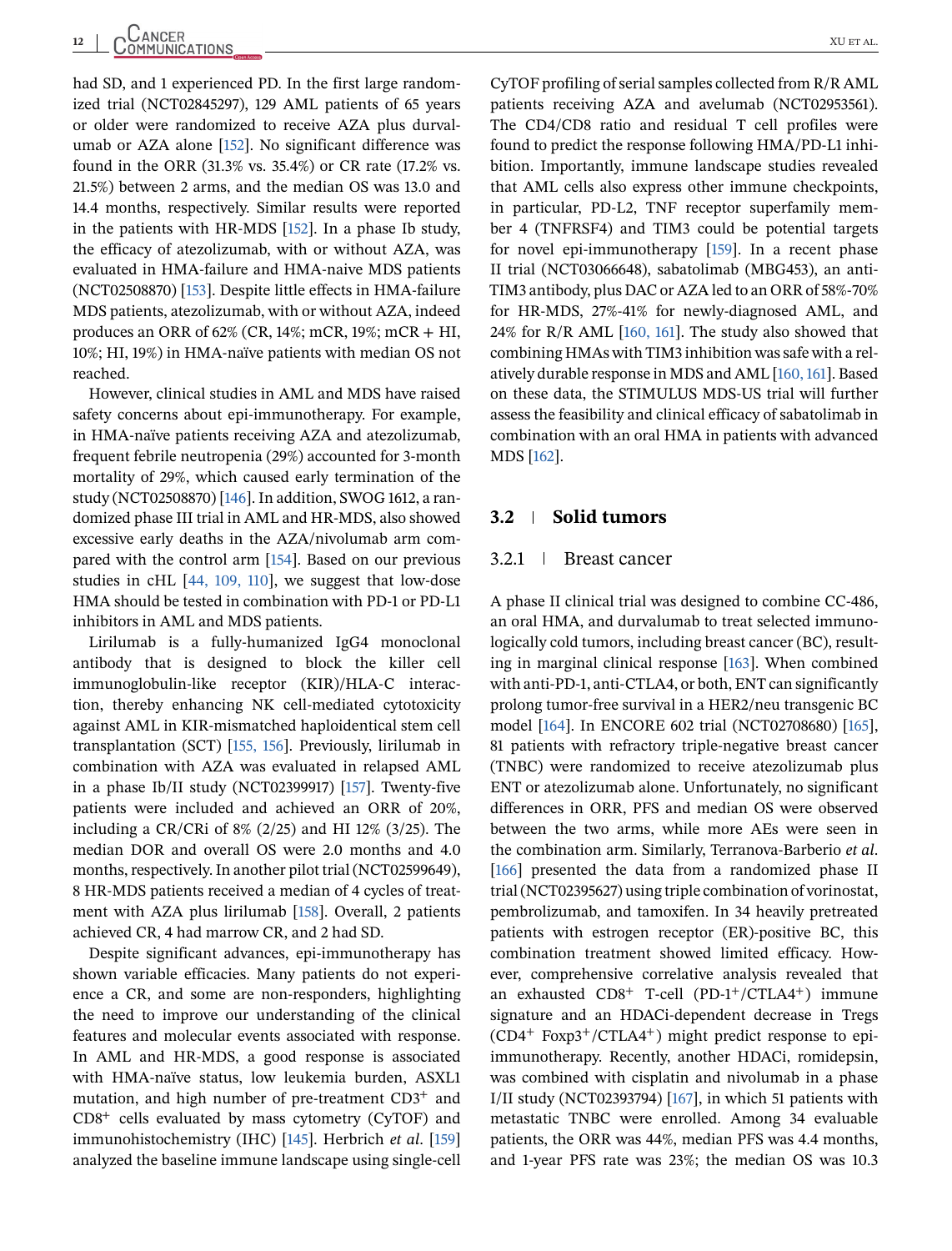had SD, and 1 experienced PD. In the first large randomized trial (NCT02845297), 129 AML patients of 65 years or older were randomized to receive AZA plus durvalumab or AZA alone [152]. No significant difference was found in the ORR (31.3% vs. 35.4%) or CR rate (17.2% vs. 21.5%) between 2 arms, and the median OS was 13.0 and 14.4 months, respectively. Similar results were reported in the patients with HR-MDS [152]. In a phase Ib study, the efficacy of atezolizumab, with or without AZA, was evaluated in HMA-failure and HMA-naive MDS patients (NCT02508870) [153]. Despite little effects in HMA-failure MDS patients, atezolizumab, with or without AZA, indeed produces an ORR of 62% (CR, 14%; mCR, 19%; mCR + HI, 10%; HI, 19%) in HMA-naïve patients with median OS not reached.

However, clinical studies in AML and MDS have raised safety concerns about epi-immunotherapy. For example, in HMA-naïve patients receiving AZA and atezolizumab, frequent febrile neutropenia (29%) accounted for 3-month mortality of 29%, which caused early termination of the study (NCT02508870) [146]. In addition, SWOG 1612, a randomized phase III trial in AML and HR-MDS, also showed excessive early deaths in the AZA/nivolumab arm compared with the control arm [154]. Based on our previous studies in cHL [44, 109, 110], we suggest that low-dose HMA should be tested in combination with PD-1 or PD-L1 inhibitors in AML and MDS patients.

Lirilumab is a fully-humanized IgG4 monoclonal antibody that is designed to block the killer cell immunoglobulin-like receptor (KIR)/HLA-C interaction, thereby enhancing NK cell-mediated cytotoxicity against AML in KIR-mismatched haploidentical stem cell transplantation (SCT) [155, 156]. Previously, lirilumab in combination with AZA was evaluated in relapsed AML in a phase Ib/II study (NCT02399917) [157]. Twenty-five patients were included and achieved an ORR of 20%, including a CR/CRi of 8% (2/25) and HI 12% (3/25). The median DOR and overall OS were 2.0 months and 4.0 months, respectively. In another pilot trial (NCT02599649), 8 HR-MDS patients received a median of 4 cycles of treatment with AZA plus lirilumab [158]. Overall, 2 patients achieved CR, 4 had marrow CR, and 2 had SD.

Despite significant advances, epi-immunotherapy has shown variable efficacies. Many patients do not experience a CR, and some are non-responders, highlighting the need to improve our understanding of the clinical features and molecular events associated with response. In AML and HR-MDS, a good response is associated with HMA-naïve status, low leukemia burden, ASXL1 mutation, and high number of pre-treatment $CD3^+$ and $CD8^+$ cells evaluated by mass cytometry (CyTOF) and immunohistochemistry (IHC) [145]. Herbrich *et al.* [159] analyzed the baseline immune landscape using single-cell CyTOF profiling of serial samples collected from R/R AML patients receiving AZA and avelumab (NCT02953561). The CD4/CD8 ratio and residual T cell profiles were found to predict the response following HMA/PD-L1 inhibition. Importantly, immune landscape studies revealed that AML cells also express other immune checkpoints, in particular, PD-L2, TNF receptor superfamily member 4 (TNFRSF4) and TIM3 could be potential targets for novel epi-immunotherapy [159]. In a recent phase II trial (NCT03066648), sabatolimab (MBG453), an anti-TIM3 antibody, plus DAC or AZA led to an ORR of 58%-70% for HR-MDS, 27%-41% for newly-diagnosed AML, and 24% for R/R AML [160, 161]. The study also showed that combining HMAs with TIM3 inhibition was safe with a relatively durable response in MDS and AML [160, 161]. Based on these data, the STIMULUS MDS-US trial will further assess the feasibility and clinical efficacy of sabatolimab in combination with an oral HMA in patients with advanced MDS [162].

## 3.2 | Solid tumors

### 3.2.1 | Breast cancer

A phase II clinical trial was designed to combine CC-486, an oral HMA, and durvalumab to treat selected immunologically cold tumors, including breast cancer (BC), resulting in marginal clinical response [163]. When combined with anti-PD-1, anti-CTLA4, or both, ENT can significantly prolong tumor-free survival in a HER2/neu transgenic BC model [164]. In ENCORE 602 trial (NCT02708680) [165], 81 patients with refractory triple-negative breast cancer (TNBC) were randomized to receive atezolizumab plus ENT or atezolizumab alone. Unfortunately, no significant differences in ORR, PFS and median OS were observed between the two arms, while more AEs were seen in the combination arm. Similarly, Terranova-Barberio *et al.* [166] presented the data from a randomized phase II trial (NCT02395627) using triple combination of vorinostat, pembrolizumab, and tamoxifen. In 34 heavily pretreated patients with estrogen receptor (ER)-positive BC, this combination treatment showed limited efficacy. However, comprehensive correlative analysis revealed that an exhausted $CD8^+$ T-cell ($PD\text{-}1^+/CTLA4^+$) immune signature and an HDACi-dependent decrease in Tregs ($CD4^+$ $Foxp3^+/CTLA4^+$) might predict response to epi-immunotherapy. Recently, another HDACi, romidepsin, was combined with cisplatin and nivolumab in a phase I/II study (NCT02393794) [167], in which 51 patients with metastatic TNBC were enrolled. Among 34 evaluable patients, the ORR was 44%, median PFS was 4.4 months, and 1-year PFS rate was 23%; the median OS was 10.3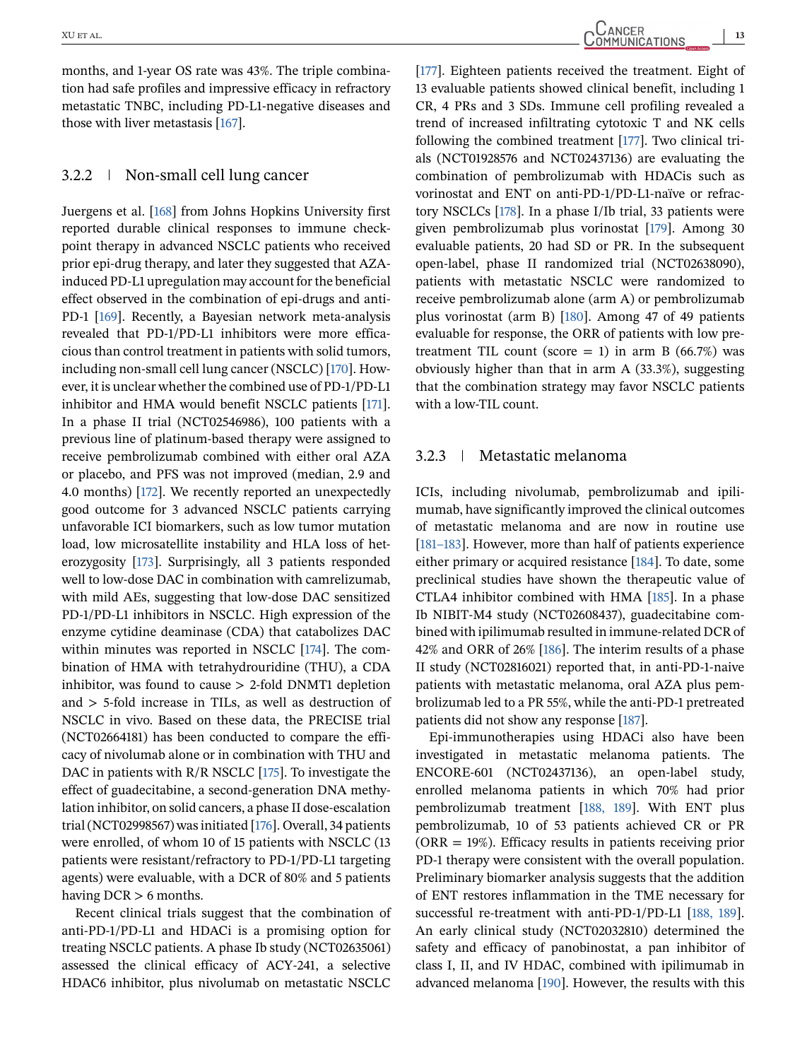months, and 1-year OS rate was 43%. The triple combination had safe profiles and impressive efficacy in refractory metastatic TNBC, including PD-L1-negative diseases and those with liver metastasis [167].

### 3.2.2 | Non-small cell lung cancer

Juergens et al. [168] from Johns Hopkins University first reported durable clinical responses to immune checkpoint therapy in advanced NSCLC patients who received prior epi-drug therapy, and later they suggested that AZA-induced PD-L1 upregulation may account for the beneficial effect observed in the combination of epi-drugs and anti-PD-1 [169]. Recently, a Bayesian network meta-analysis revealed that PD-1/PD-L1 inhibitors were more efficacious than control treatment in patients with solid tumors, including non-small cell lung cancer (NSCLC) [170]. However, it is unclear whether the combined use of PD-1/PD-L1 inhibitor and HMA would benefit NSCLC patients [171]. In a phase II trial (NCT02546986), 100 patients with a previous line of platinum-based therapy were assigned to receive pembrolizumab combined with either oral AZA or placebo, and PFS was not improved (median, 2.9 and 4.0 months) [172]. We recently reported an unexpectedly good outcome for 3 advanced NSCLC patients carrying unfavorable ICI biomarkers, such as low tumor mutation load, low microsatellite instability and HLA loss of heterozygosity [173]. Surprisingly, all 3 patients responded well to low-dose DAC in combination with camrelizumab, with mild AEs, suggesting that low-dose DAC sensitized PD-1/PD-L1 inhibitors in NSCLC. High expression of the enzyme cytidine deaminase (CDA) that catabolizes DAC within minutes was reported in NSCLC [174]. The combination of HMA with tetrahydrouridine (THU), a CDA inhibitor, was found to cause > 2-fold DNMT1 depletion and > 5-fold increase in TILs, as well as destruction of NSCLC in vivo. Based on these data, the PRECISE trial (NCT02664181) has been conducted to compare the efficacy of nivolumab alone or in combination with THU and DAC in patients with R/R NSCLC [175]. To investigate the effect of guadecitabine, a second-generation DNA methylation inhibitor, on solid cancers, a phase II dose-escalation trial (NCT02998567) was initiated [176]. Overall, 34 patients were enrolled, of whom 10 of 15 patients with NSCLC (13 patients were resistant/refractory to PD-1/PD-L1 targeting agents) were evaluable, with a DCR of 80% and 5 patients having DCR > 6 months.

Recent clinical trials suggest that the combination of anti-PD-1/PD-L1 and HDACi is a promising option for treating NSCLC patients. A phase Ib study (NCT02635061) assessed the clinical efficacy of ACY-241, a selective HDAC6 inhibitor, plus nivolumab on metastatic NSCLC [177]. Eighteen patients received the treatment. Eight of 13 evaluable patients showed clinical benefit, including 1 CR, 4 PRs and 3 SDs. Immune cell profiling revealed a trend of increased infiltrating cytotoxic T and NK cells following the combined treatment [177]. Two clinical trials (NCT01928576 and NCT02437136) are evaluating the combination of pembrolizumab with HDACis such as vorinostat and ENT on anti-PD-1/PD-L1-naïve or refractory NSCLCs [178]. In a phase I/Ib trial, 33 patients were given pembrolizumab plus vorinostat [179]. Among 30 evaluable patients, 20 had SD or PR. In the subsequent open-label, phase II randomized trial (NCT02638090), patients with metastatic NSCLC were randomized to receive pembrolizumab alone (arm A) or pembrolizumab plus vorinostat (arm B) [180]. Among 47 of 49 patients evaluable for response, the ORR of patients with low pretreatment TIL count (score = 1) in arm B (66.7%) was obviously higher than that in arm A (33.3%), suggesting that the combination strategy may favor NSCLC patients with a low-TIL count.

### 3.2.3 | Metastatic melanoma

ICIs, including nivolumab, pembrolizumab and ipilimumab, have significantly improved the clinical outcomes of metastatic melanoma and are now in routine use [181–183]. However, more than half of patients experience either primary or acquired resistance [184]. To date, some preclinical studies have shown the therapeutic value of CTLA4 inhibitor combined with HMA [185]. In a phase Ib NIBIT-M4 study (NCT02608437), guadecitabine combined with ipilimumab resulted in immune-related DCR of 42% and ORR of 26% [186]. The interim results of a phase II study (NCT02816021) reported that, in anti-PD-1-naive patients with metastatic melanoma, oral AZA plus pembrolizumab led to a PR 55%, while the anti-PD-1 pretreated patients did not show any response [187].

Epi-immunotherapies using HDACi also have been investigated in metastatic melanoma patients. The ENCORE-601 (NCT02437136), an open-label study, enrolled melanoma patients in which 70% had prior pembrolizumab treatment [188, 189]. With ENT plus pembrolizumab, 10 of 53 patients achieved CR or PR (ORR = 19%). Efficacy results in patients receiving prior PD-1 therapy were consistent with the overall population. Preliminary biomarker analysis suggests that the addition of ENT restores inflammation in the TME necessary for successful re-treatment with anti-PD-1/PD-L1 [188, 189]. An early clinical study (NCT02032810) determined the safety and efficacy of panobinostat, a pan inhibitor of class I, II, and IV HDAC, combined with ipilimumab in advanced melanoma [190]. However, the results with this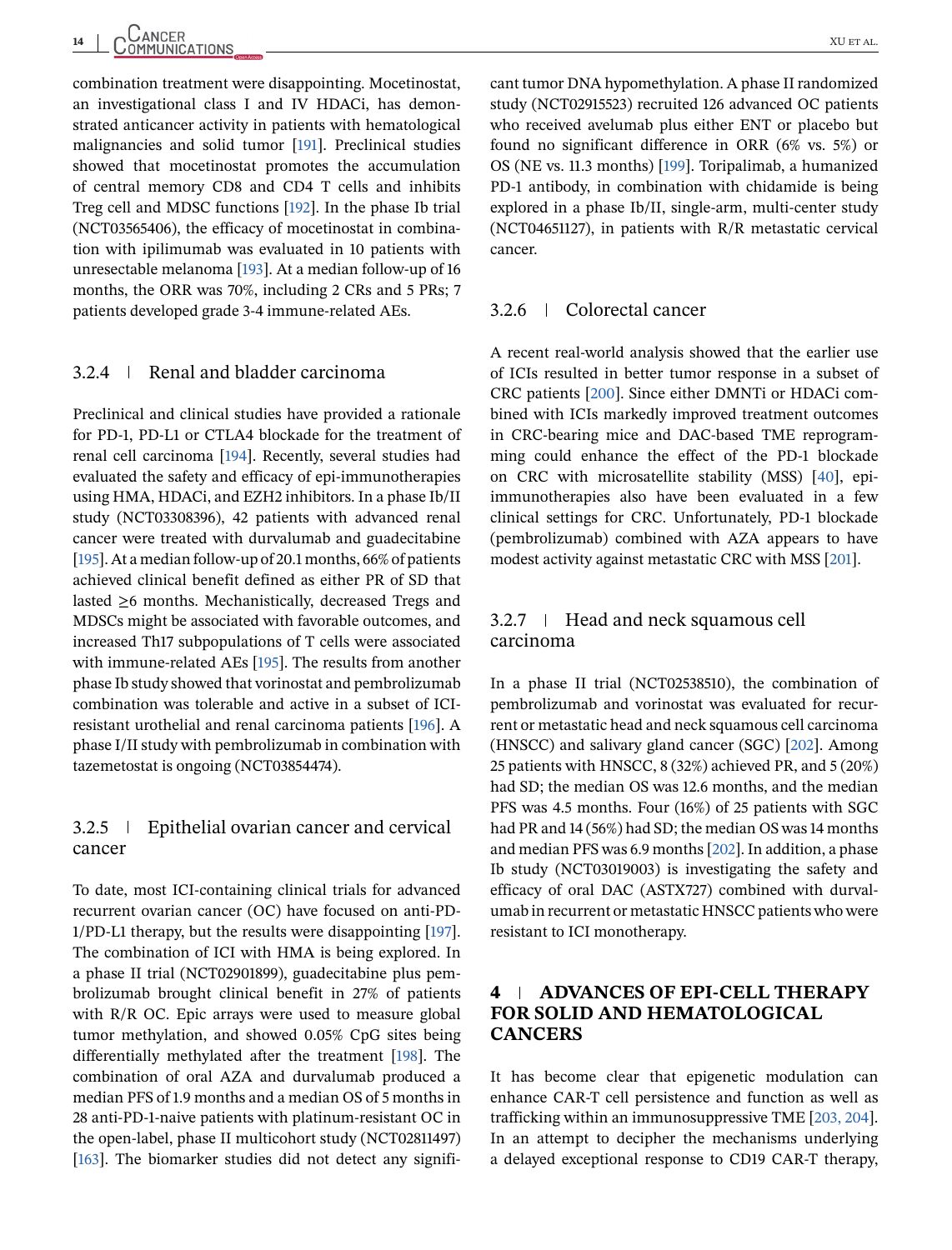combination treatment were disappointing. Mocetinostat, an investigational class I and IV HDACi, has demonstrated anticancer activity in patients with hematological malignancies and solid tumor [191]. Preclinical studies showed that mocetinostat promotes the accumulation of central memory CD8 and CD4 T cells and inhibits Treg cell and MDSC functions [192]. In the phase Ib trial (NCT03565406), the efficacy of mocetinostat in combination with ipilimumab was evaluated in 10 patients with unresectable melanoma [193]. At a median follow-up of 16 months, the ORR was 70%, including 2 CRs and 5 PRs; 7 patients developed grade 3-4 immune-related AEs.

### 3.2.4 | Renal and bladder carcinoma

Preclinical and clinical studies have provided a rationale for PD-1, PD-L1 or CTLA4 blockade for the treatment of renal cell carcinoma [194]. Recently, several studies had evaluated the safety and efficacy of epi-immunotherapies using HMA, HDACi, and EZH2 inhibitors. In a phase Ib/II study (NCT03308396), 42 patients with advanced renal cancer were treated with durvalumab and guadecitabine [195]. At a median follow-up of 20.1 months, 66% of patients achieved clinical benefit defined as either PR of SD that lasted ≥6 months. Mechanistically, decreased Tregs and MDSCs might be associated with favorable outcomes, and increased Th17 subpopulations of T cells were associated with immune-related AEs [195]. The results from another phase Ib study showed that vorinostat and pembrolizumab combination was tolerable and active in a subset of ICI-resistant urothelial and renal carcinoma patients [196]. A phase I/II study with pembrolizumab in combination with tazemetostat is ongoing (NCT03854474).

### 3.2.5 | Epithelial ovarian cancer and cervical cancer

To date, most ICI-containing clinical trials for advanced recurrent ovarian cancer (OC) have focused on anti-PD-1/PD-L1 therapy, but the results were disappointing [197]. The combination of ICI with HMA is being explored. In a phase II trial (NCT02901899), guadecitabine plus pembrolizumab brought clinical benefit in 27% of patients with R/R OC. Epic arrays were used to measure global tumor methylation, and showed 0.05% CpG sites being differentially methylated after the treatment [198]. The combination of oral AZA and durvalumab produced a median PFS of 1.9 months and a median OS of 5 months in 28 anti-PD-1-naive patients with platinum-resistant OC in the open-label, phase II multicohort study (NCT02811497) [163]. The biomarker studies did not detect any significant tumor DNA hypomethylation. A phase II randomized study (NCT02915523) recruited 126 advanced OC patients who received avelumab plus either ENT or placebo but found no significant difference in ORR (6% vs. 5%) or OS (NE vs. 11.3 months) [199]. Toripalimab, a humanized PD-1 antibody, in combination with chidamide is being explored in a phase Ib/II, single-arm, multi-center study (NCT04651127), in patients with R/R metastatic cervical cancer.

### 3.2.6 | Colorectal cancer

A recent real-world analysis showed that the earlier use of ICIs resulted in better tumor response in a subset of CRC patients [200]. Since either DMNTi or HDACi combined with ICIs markedly improved treatment outcomes in CRC-bearing mice and DAC-based TME reprogramming could enhance the effect of the PD-1 blockade on CRC with microsatellite stability (MSS) [40], epi-immunotherapies also have been evaluated in a few clinical settings for CRC. Unfortunately, PD-1 blockade (pembrolizumab) combined with AZA appears to have modest activity against metastatic CRC with MSS [201].

### 3.2.7 | Head and neck squamous cell carcinoma

In a phase II trial (NCT02538510), the combination of pembrolizumab and vorinostat was evaluated for recurrent or metastatic head and neck squamous cell carcinoma (HNSCC) and salivary gland cancer (SGC) [202]. Among 25 patients with HNSCC, 8 (32%) achieved PR, and 5 (20%) had SD; the median OS was 12.6 months, and the median PFS was 4.5 months. Four (16%) of 25 patients with SGC had PR and 14 (56%) had SD; the median OS was 14 months and median PFS was 6.9 months [202]. In addition, a phase Ib study (NCT03019003) is investigating the safety and efficacy of oral DAC (ASTX727) combined with durvalumab in recurrent or metastatic HNSCC patients who were resistant to ICI monotherapy.

## 4 | ADVANCES OF EPI-CELL THERAPY FOR SOLID AND HEMATOLOGICAL CANCERS

It has become clear that epigenetic modulation can enhance CAR-T cell persistence and function as well as trafficking within an immunosuppressive TME [203, 204]. In an attempt to decipher the mechanisms underlying a delayed exceptional response to CD19 CAR-T therapy,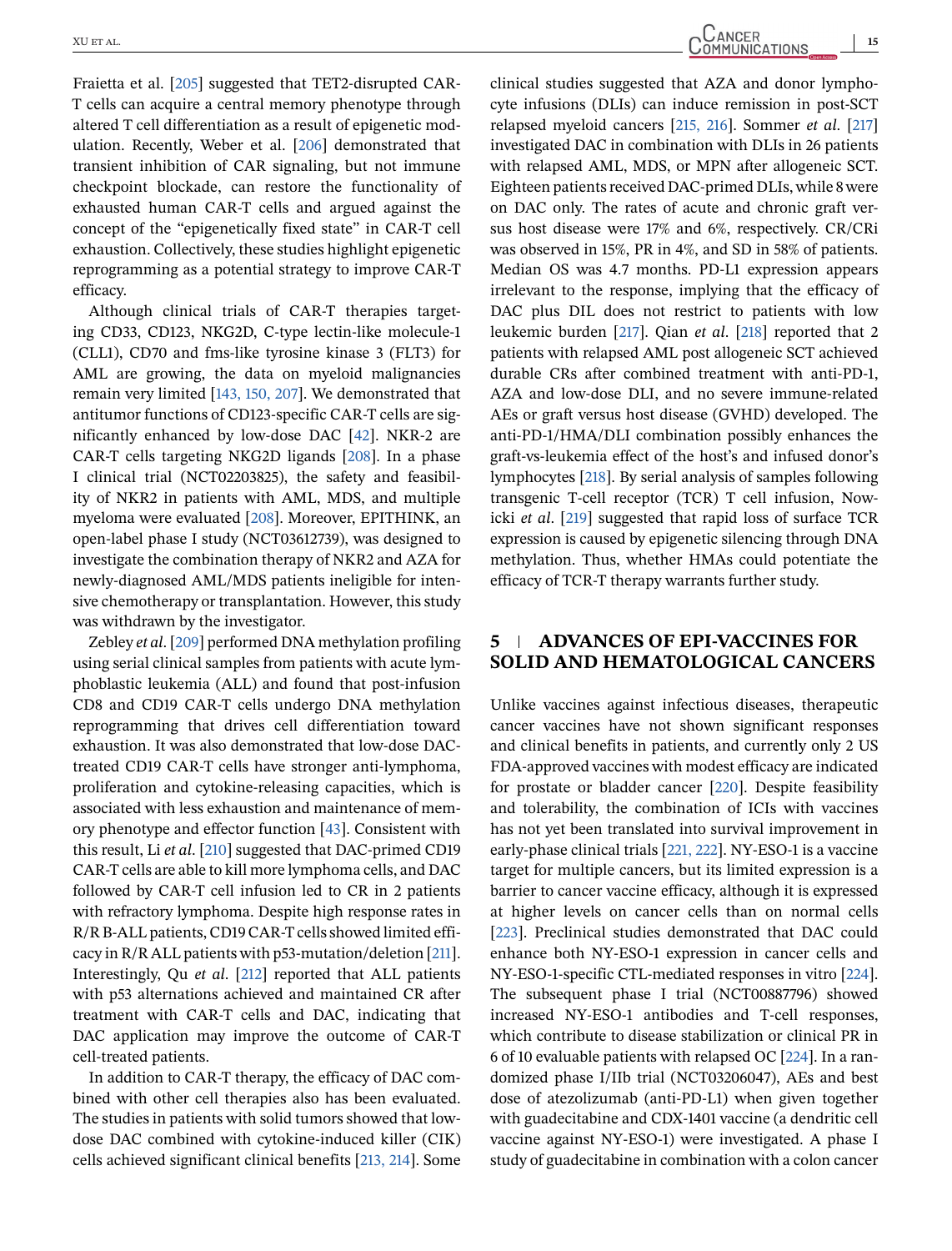Fraietta et al. [205] suggested that TET2-disrupted CAR-T cells can acquire a central memory phenotype through altered T cell differentiation as a result of epigenetic modulation. Recently, Weber et al. [206] demonstrated that transient inhibition of CAR signaling, but not immune checkpoint blockade, can restore the functionality of exhausted human CAR-T cells and argued against the concept of the "epigenetically fixed state" in CAR-T cell exhaustion. Collectively, these studies highlight epigenetic reprogramming as a potential strategy to improve CAR-T efficacy.

Although clinical trials of CAR-T therapies targeting CD33, CD123, NKG2D, C-type lectin-like molecule-1 (CLL1), CD70 and fms-like tyrosine kinase 3 (FLT3) for AML are growing, the data on myeloid malignancies remain very limited [143, 150, 207]. We demonstrated that antitumor functions of CD123-specific CAR-T cells are significantly enhanced by low-dose DAC [42]. NKR-2 are CAR-T cells targeting NKG2D ligands [208]. In a phase I clinical trial (NCT02203825), the safety and feasibility of NKR2 in patients with AML, MDS, and multiple myeloma were evaluated [208]. Moreover, EPITHINK, an open-label phase I study (NCT03612739), was designed to investigate the combination therapy of NKR2 and AZA for newly-diagnosed AML/MDS patients ineligible for intensive chemotherapy or transplantation. However, this study was withdrawn by the investigator.

Zebley *et al.* [209] performed DNA methylation profiling using serial clinical samples from patients with acute lymphoblastic leukemia (ALL) and found that post-infusion CD8 and CD19 CAR-T cells undergo DNA methylation reprogramming that drives cell differentiation toward exhaustion. It was also demonstrated that low-dose DAC-treated CD19 CAR-T cells have stronger anti-lymphoma, proliferation and cytokine-releasing capacities, which is associated with less exhaustion and maintenance of memory phenotype and effector function [43]. Consistent with this result, Li *et al.* [210] suggested that DAC-primed CD19 CAR-T cells are able to kill more lymphoma cells, and DAC followed by CAR-T cell infusion led to CR in 2 patients with refractory lymphoma. Despite high response rates in R/R B-ALL patients, CD19 CAR-T cells showed limited efficacy in R/R ALL patients with p53-mutation/deletion [211]. Interestingly, Qu *et al.* [212] reported that ALL patients with p53 alternations achieved and maintained CR after treatment with CAR-T cells and DAC, indicating that DAC application may improve the outcome of CAR-T cell-treated patients.

In addition to CAR-T therapy, the efficacy of DAC combined with other cell therapies also has been evaluated. The studies in patients with solid tumors showed that low-dose DAC combined with cytokine-induced killer (CIK) cells achieved significant clinical benefits [213, 214]. Some clinical studies suggested that AZA and donor lymphocyte infusions (DLIs) can induce remission in post-SCT relapsed myeloid cancers [215, 216]. Sommer *et al.* [217] investigated DAC in combination with DLIs in 26 patients with relapsed AML, MDS, or MPN after allogeneic SCT. Eighteen patients received DAC-primed DLIs, while 8 were on DAC only. The rates of acute and chronic graft versus host disease were 17% and 6%, respectively. CR/CRi was observed in 15%, PR in 4%, and SD in 58% of patients. Median OS was 4.7 months. PD-L1 expression appears irrelevant to the response, implying that the efficacy of DAC plus DIL does not restrict to patients with low leukemic burden [217]. Qian *et al.* [218] reported that 2 patients with relapsed AML post allogeneic SCT achieved durable CRs after combined treatment with anti-PD-1, AZA and low-dose DLI, and no severe immune-related AEs or graft versus host disease (GVHD) developed. The anti-PD-1/HMA/DLI combination possibly enhances the graft-vs-leukemia effect of the host's and infused donor's lymphocytes [218]. By serial analysis of samples following transgenic T-cell receptor (TCR) T cell infusion, Nowicki *et al.* [219] suggested that rapid loss of surface TCR expression is caused by epigenetic silencing through DNA methylation. Thus, whether HMAs could potentiate the efficacy of TCR-T therapy warrants further study.

## 5 | ADVANCES OF EPI-VACCINES FOR SOLID AND HEMATOLOGICAL CANCERS

Unlike vaccines against infectious diseases, therapeutic cancer vaccines have not shown significant responses and clinical benefits in patients, and currently only 2 US FDA-approved vaccines with modest efficacy are indicated for prostate or bladder cancer [220]. Despite feasibility and tolerability, the combination of ICIs with vaccines has not yet been translated into survival improvement in early-phase clinical trials [221, 222]. NY-ESO-1 is a vaccine target for multiple cancers, but its limited expression is a barrier to cancer vaccine efficacy, although it is expressed at higher levels on cancer cells than on normal cells [223]. Preclinical studies demonstrated that DAC could enhance both NY-ESO-1 expression in cancer cells and NY-ESO-1-specific CTL-mediated responses in vitro [224]. The subsequent phase I trial (NCT00887796) showed increased NY-ESO-1 antibodies and T-cell responses, which contribute to disease stabilization or clinical PR in 6 of 10 evaluable patients with relapsed OC [224]. In a randomized phase I/IIb trial (NCT03206047), AEs and best dose of atezolizumab (anti-PD-L1) when given together with guadecitabine and CDX-1401 vaccine (a dendritic cell vaccine against NY-ESO-1) were investigated. A phase I study of guadecitabine in combination with a colon cancer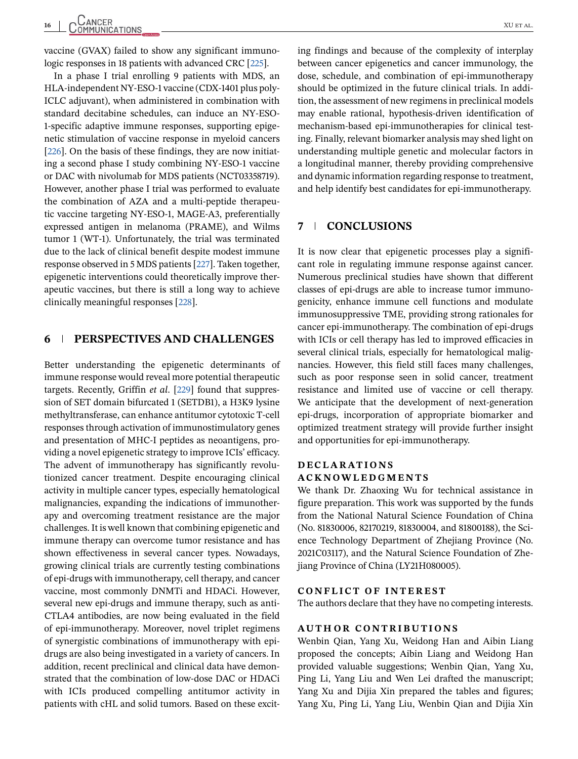vaccine (GVAX) failed to show any significant immunologic responses in 18 patients with advanced CRC [225].

In a phase I trial enrolling 9 patients with MDS, an HLA-independent NY-ESO-1 vaccine (CDX-1401 plus poly-ICLC adjuvant), when administered in combination with standard decitabine schedules, can induce an NY-ESO-1-specific adaptive immune responses, supporting epigenetic stimulation of vaccine response in myeloid cancers [226]. On the basis of these findings, they are now initiating a second phase I study combining NY-ESO-1 vaccine or DAC with nivolumab for MDS patients (NCT03358719). However, another phase I trial was performed to evaluate the combination of AZA and a multi-peptide therapeutic vaccine targeting NY-ESO-1, MAGE-A3, preferentially expressed antigen in melanoma (PRAME), and Wilms tumor 1 (WT-1). Unfortunately, the trial was terminated due to the lack of clinical benefit despite modest immune response observed in 5 MDS patients [227]. Taken together, epigenetic interventions could theoretically improve therapeutic vaccines, but there is still a long way to achieve clinically meaningful responses [228].

## 6 | PERSPECTIVES AND CHALLENGES

Better understanding the epigenetic determinants of immune response would reveal more potential therapeutic targets. Recently, Griffin *et al*. [229] found that suppression of SET domain bifurcated 1 (SETDB1), a H3K9 lysine methyltransferase, can enhance antitumor cytotoxic T-cell responses through activation of immunostimulatory genes and presentation of MHC-I peptides as neoantigens, providing a novel epigenetic strategy to improve ICIs' efficacy. The advent of immunotherapy has significantly revolutionized cancer treatment. Despite encouraging clinical activity in multiple cancer types, especially hematological malignancies, expanding the indications of immunotherapy and overcoming treatment resistance are the major challenges. It is well known that combining epigenetic and immune therapy can overcome tumor resistance and has shown effectiveness in several cancer types. Nowadays, growing clinical trials are currently testing combinations of epi-drugs with immunotherapy, cell therapy, and cancer vaccine, most commonly DNMTi and HDACi. However, several new epi-drugs and immune therapy, such as anti-CTLA4 antibodies, are now being evaluated in the field of epi-immunotherapy. Moreover, novel triplet regimens of synergistic combinations of immunotherapy with epi-drugs are also being investigated in a variety of cancers. In addition, recent preclinical and clinical data have demonstrated that the combination of low-dose DAC or HDACi with ICIs produced compelling antitumor activity in patients with cHL and solid tumors. Based on these exciting findings and because of the complexity of interplay between cancer epigenetics and cancer immunology, the dose, schedule, and combination of epi-immunotherapy should be optimized in the future clinical trials. In addition, the assessment of new regimens in preclinical models may enable rational, hypothesis-driven identification of mechanism-based epi-immunotherapies for clinical testing. Finally, relevant biomarker analysis may shed light on understanding multiple genetic and molecular factors in a longitudinal manner, thereby providing comprehensive and dynamic information regarding response to treatment, and help identify best candidates for epi-immunotherapy.

## 7 | CONCLUSIONS

It is now clear that epigenetic processes play a significant role in regulating immune response against cancer. Numerous preclinical studies have shown that different classes of epi-drugs are able to increase tumor immunogenicity, enhance immune cell functions and modulate immunosuppressive TME, providing strong rationales for cancer epi-immunotherapy. The combination of epi-drugs with ICIs or cell therapy has led to improved efficacies in several clinical trials, especially for hematological malignancies. However, this field still faces many challenges, such as poor response seen in solid cancer, treatment resistance and limited use of vaccine or cell therapy. We anticipate that the development of next-generation epi-drugs, incorporation of appropriate biomarker and optimized treatment strategy will provide further insight and opportunities for epi-immunotherapy.

## DECLARATIONS

### ACKNOWLEDGMENTS

We thank Dr. Zhaoxing Wu for technical assistance in figure preparation. This work was supported by the funds from the National Natural Science Foundation of China (No. 81830006, 82170219, 81830004, and 81800188), the Science Technology Department of Zhejiang Province (No. 2021C03117), and the Natural Science Foundation of Zhejiang Province of China (LY21H080005).

### CONFLICT OF INTEREST

The authors declare that they have no competing interests.

### AUTHOR CONTRIBUTIONS

Wenbin Qian, Yang Xu, Weidong Han and Aibin Liang proposed the concepts; Aibin Liang and Weidong Han provided valuable suggestions; Wenbin Qian, Yang Xu, Ping Li, Yang Liu and Wen Lei drafted the manuscript; Yang Xu and Dijia Xin prepared the tables and figures; Yang Xu, Ping Li, Yang Liu, Wenbin Qian and Dijia Xin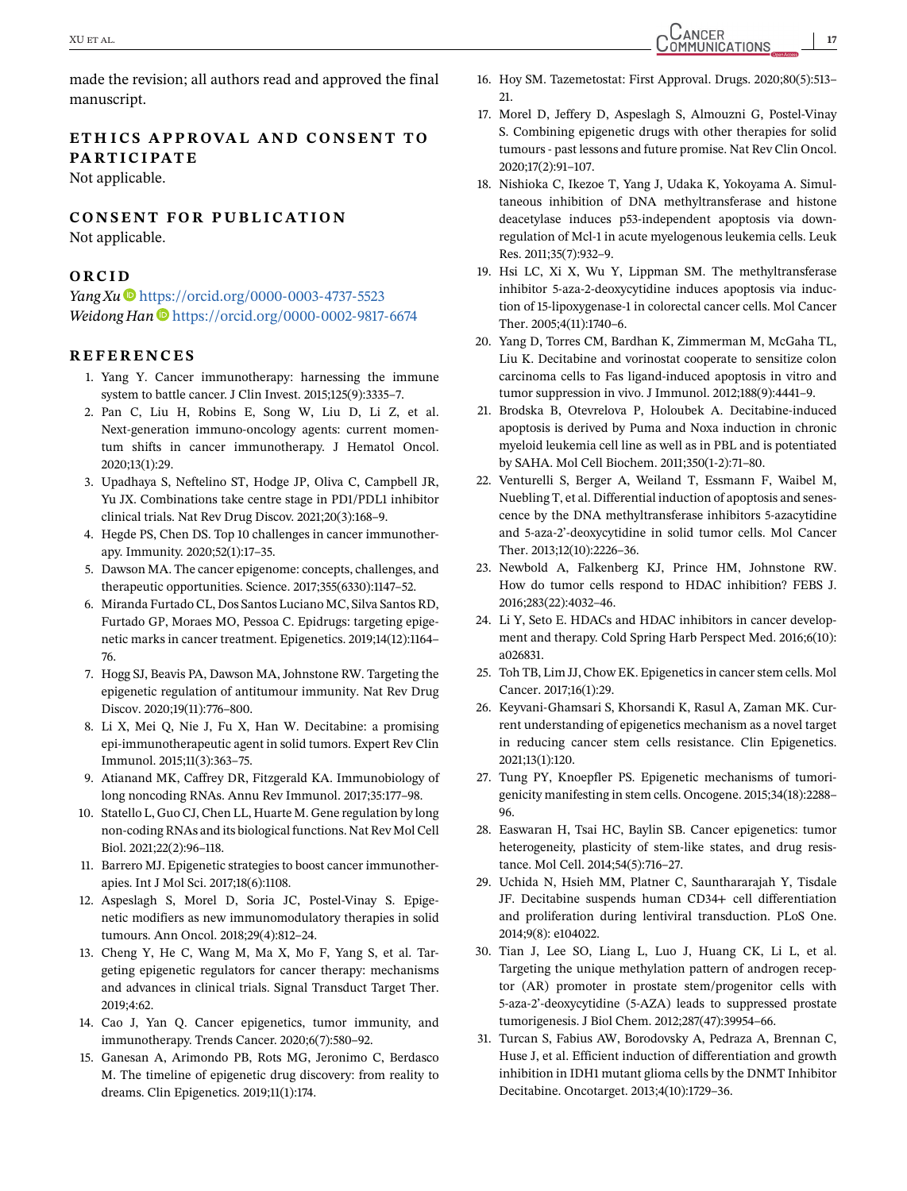made the revision; all authors read and approved the final manuscript.

## ETHICS APPROVAL AND CONSENT TO PARTICIPATE

Not applicable.

## CONSENT FOR PUBLICATION

Not applicable.

## ORCID

*Yang Xu* https://orcid.org/0000-0003-4737-5523
*Weidong Han* https://orcid.org/0000-0002-9817-6674

## REFERENCES

1. Yang Y. Cancer immunotherapy: harnessing the immune system to battle cancer. J Clin Invest. 2015;125(9):3335–7.
2. Pan C, Liu H, Robins E, Song W, Liu D, Li Z, et al. Next-generation immuno-oncology agents: current momentum shifts in cancer immunotherapy. J Hematol Oncol. 2020;13(1):29.
3. Upadhaya S, Neftelino ST, Hodge JP, Oliva C, Campbell JR, Yu JX. Combinations take centre stage in PD1/PDL1 inhibitor clinical trials. Nat Rev Drug Discov. 2021;20(3):168–9.
4. Hegde PS, Chen DS. Top 10 challenges in cancer immunotherapy. Immunity. 2020;52(1):17–35.
5. Dawson MA. The cancer epigenome: concepts, challenges, and therapeutic opportunities. Science. 2017;355(6330):1147–52.
6. Miranda Furtado CL, Dos Santos Luciano MC, Silva Santos RD, Furtado GP, Moraes MO, Pessoa C. Epidrugs: targeting epigenetic marks in cancer treatment. Epigenetics. 2019;14(12):1164–76.
7. Hogg SJ, Beavis PA, Dawson MA, Johnstone RW. Targeting the epigenetic regulation of antitumour immunity. Nat Rev Drug Discov. 2020;19(11):776–800.
8. Li X, Mei Q, Nie J, Fu X, Han W. Decitabine: a promising epi-immunotherapeutic agent in solid tumors. Expert Rev Clin Immunol. 2015;11(3):363–75.
9. Atianand MK, Caffrey DR, Fitzgerald KA. Immunobiology of long noncoding RNAs. Annu Rev Immunol. 2017;35:177–98.
10. Statello L, Guo CJ, Chen LL, Huarte M. Gene regulation by long non-coding RNAs and its biological functions. Nat Rev Mol Cell Biol. 2021;22(2):96–118.
11. Barrero MJ. Epigenetic strategies to boost cancer immunotherapies. Int J Mol Sci. 2017;18(6):1108.
12. Aspeslagh S, Morel D, Soria JC, Postel-Vinay S. Epigenetic modifiers as new immunomodulatory therapies in solid tumours. Ann Oncol. 2018;29(4):812–24.
13. Cheng Y, He C, Wang M, Ma X, Mo F, Yang S, et al. Targeting epigenetic regulators for cancer therapy: mechanisms and advances in clinical trials. Signal Transduct Target Ther. 2019;4:62.
14. Cao J, Yan Q. Cancer epigenetics, tumor immunity, and immunotherapy. Trends Cancer. 2020;6(7):580–92.
15. Ganesan A, Arimondo PB, Rots MG, Jeronimo C, Berdasco M. The timeline of epigenetic drug discovery: from reality to dreams. Clin Epigenetics. 2019;11(1):174.
16. Hoy SM. Tazemetostat: First Approval. Drugs. 2020;80(5):513–21.
17. Morel D, Jeffery D, Aspeslagh S, Almouzni G, Postel-Vinay S. Combining epigenetic drugs with other therapies for solid tumours - past lessons and future promise. Nat Rev Clin Oncol. 2020;17(2):91–107.
18. Nishioka C, Ikezoe T, Yang J, Udaka K, Yokoyama A. Simultaneous inhibition of DNA methyltransferase and histone deacetylase induces p53-independent apoptosis via downregulation of Mcl-1 in acute myelogenous leukemia cells. Leuk Res. 2011;35(7):932–9.
19. Hsi LC, Xi X, Wu Y, Lippman SM. The methyltransferase inhibitor 5-aza-2-deoxycytidine induces apoptosis via induction of 15-lipoxygenase-1 in colorectal cancer cells. Mol Cancer Ther. 2005;4(11):1740–6.
20. Yang D, Torres CM, Bardhan K, Zimmerman M, McGaha TL, Liu K. Decitabine and vorinostat cooperate to sensitize colon carcinoma cells to Fas ligand-induced apoptosis in vitro and tumor suppression in vivo. J Immunol. 2012;188(9):4441–9.
21. Brodska B, Otevrelova P, Holoubek A. Decitabine-induced apoptosis is derived by Puma and Noxa induction in chronic myeloid leukemia cell line as well as in PBL and is potentiated by SAHA. Mol Cell Biochem. 2011;350(1-2):71–80.
22. Venturelli S, Berger A, Weiland T, Essmann F, Waibel M, Nuebling T, et al. Differential induction of apoptosis and senescence by the DNA methyltransferase inhibitors 5-azacytidine and 5-aza-2'-deoxycytidine in solid tumor cells. Mol Cancer Ther. 2013;12(10):2226–36.
23. Newbold A, Falkenberg KJ, Prince HM, Johnstone RW. How do tumor cells respond to HDAC inhibition? FEBS J. 2016;283(22):4032–46.
24. Li Y, Seto E. HDACs and HDAC inhibitors in cancer development and therapy. Cold Spring Harb Perspect Med. 2016;6(10): a026831.
25. Toh TB, Lim JJ, Chow EK. Epigenetics in cancer stem cells. Mol Cancer. 2017;16(1):29.
26. Keyvani-Ghamsari S, Khorsandi K, Rasul A, Zaman MK. Current understanding of epigenetics mechanism as a novel target in reducing cancer stem cells resistance. Clin Epigenetics. 2021;13(1):120.
27. Tung PY, Knoepfler PS. Epigenetic mechanisms of tumorigenicity manifesting in stem cells. Oncogene. 2015;34(18):2288–96.
28. Easwaran H, Tsai HC, Baylin SB. Cancer epigenetics: tumor heterogeneity, plasticity of stem-like states, and drug resistance. Mol Cell. 2014;54(5):716–27.
29. Uchida N, Hsieh MM, Platner C, Saunthararajah Y, Tisdale JF. Decitabine suspends human CD34+ cell differentiation and proliferation during lentiviral transduction. PLoS One. 2014;9(8): e104022.
30. Tian J, Lee SO, Liang L, Luo J, Huang CK, Li L, et al. Targeting the unique methylation pattern of androgen receptor (AR) promoter in prostate stem/progenitor cells with 5-aza-2'-deoxycytidine (5-AZA) leads to suppressed prostate tumorigenesis. J Biol Chem. 2012;287(47):39954–66.
31. Turcan S, Fabius AW, Borodovsky A, Pedraza A, Brennan C, Huse J, et al. Efficient induction of differentiation and growth inhibition in IDH1 mutant glioma cells by the DNMT Inhibitor Decitabine. Oncotarget. 2013;4(10):1729–36.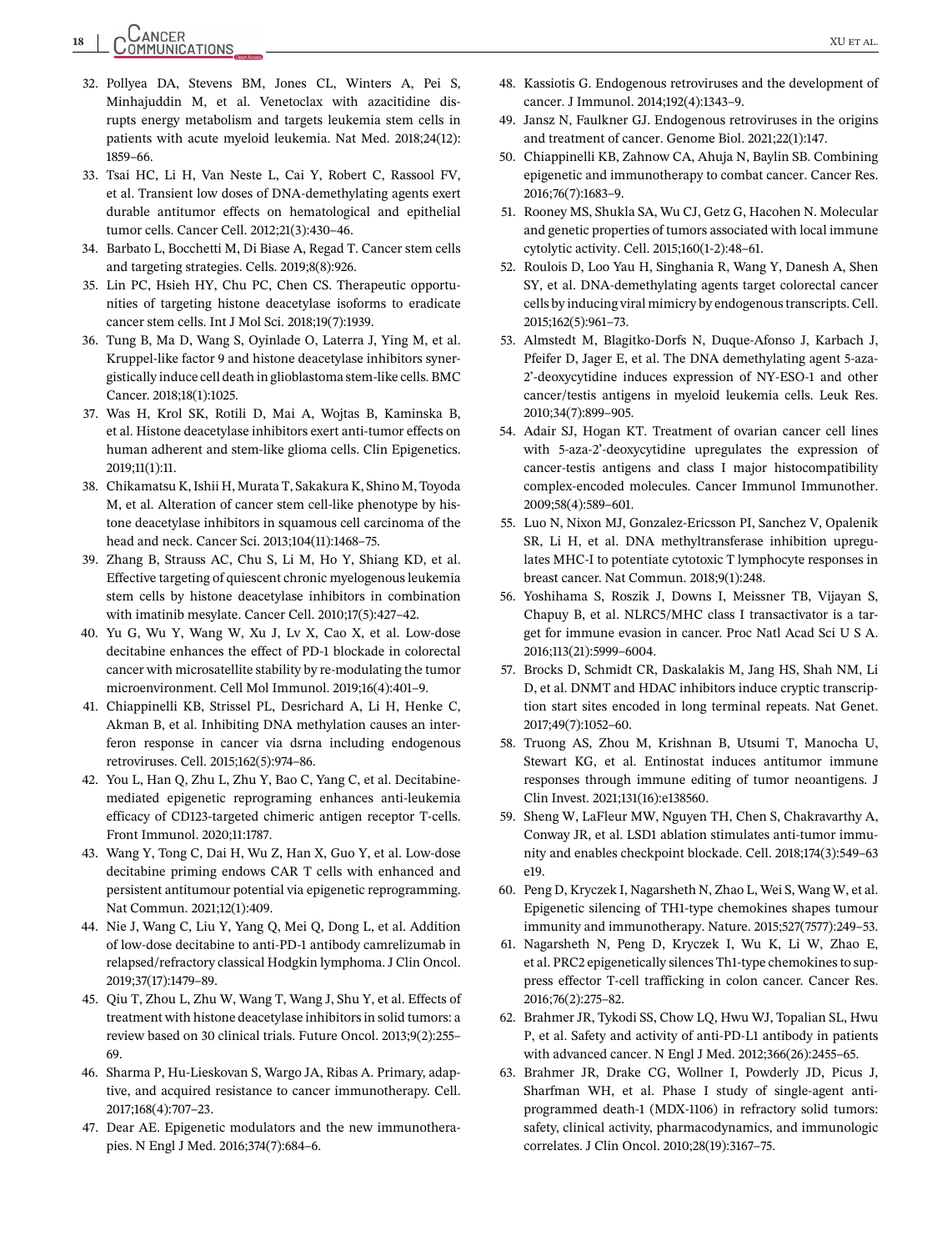32. Pollyea DA, Stevens BM, Jones CL, Winters A, Pei S, Minhajuddin M, et al. Venetoclax with azacitidine disrupts energy metabolism and targets leukemia stem cells in patients with acute myeloid leukemia. Nat Med. 2018;24(12): 1859–66.
33. Tsai HC, Li H, Van Neste L, Cai Y, Robert C, Rassool FV, et al. Transient low doses of DNA-demethylating agents exert durable antitumor effects on hematological and epithelial tumor cells. Cancer Cell. 2012;21(3):430–46.
34. Barbato L, Bocchetti M, Di Biase A, Regad T. Cancer stem cells and targeting strategies. Cells. 2019;8(8):926.
35. Lin PC, Hsieh HY, Chu PC, Chen CS. Therapeutic opportunities of targeting histone deacetylase isoforms to eradicate cancer stem cells. Int J Mol Sci. 2018;19(7):1939.
36. Tung B, Ma D, Wang S, Oyinlade O, Laterra J, Ying M, et al. Kruppel-like factor 9 and histone deacetylase inhibitors synergistically induce cell death in glioblastoma stem-like cells. BMC Cancer. 2018;18(1):1025.
37. Was H, Krol SK, Rotili D, Mai A, Wojtas B, Kaminska B, et al. Histone deacetylase inhibitors exert anti-tumor effects on human adherent and stem-like glioma cells. Clin Epigenetics. 2019;11(1):11.
38. Chikamatsu K, Ishii H, Murata T, Sakakura K, Shino M, Toyoda M, et al. Alteration of cancer stem cell-like phenotype by histone deacetylase inhibitors in squamous cell carcinoma of the head and neck. Cancer Sci. 2013;104(11):1468–75.
39. Zhang B, Strauss AC, Chu S, Li M, Ho Y, Shiang KD, et al. Effective targeting of quiescent chronic myelogenous leukemia stem cells by histone deacetylase inhibitors in combination with imatinib mesylate. Cancer Cell. 2010;17(5):427–42.
40. Yu G, Wu Y, Wang W, Xu J, Lv X, Cao X, et al. Low-dose decitabine enhances the effect of PD-1 blockade in colorectal cancer with microsatellite stability by re-modulating the tumor microenvironment. Cell Mol Immunol. 2019;16(4):401–9.
41. Chiappinelli KB, Strissel PL, Desrichard A, Li H, Henke C, Akman B, et al. Inhibiting DNA methylation causes an interferon response in cancer via dsrna including endogenous retroviruses. Cell. 2015;162(5):974–86.
42. You L, Han Q, Zhu L, Zhu Y, Bao C, Yang C, et al. Decitabine-mediated epigenetic reprograming enhances anti-leukemia efficacy of CD123-targeted chimeric antigen receptor T-cells. Front Immunol. 2020;11:1787.
43. Wang Y, Tong C, Dai H, Wu Z, Han X, Guo Y, et al. Low-dose decitabine priming endows CAR T cells with enhanced and persistent antitumour potential via epigenetic reprogramming. Nat Commun. 2021;12(1):409.
44. Nie J, Wang C, Liu Y, Yang Q, Mei Q, Dong L, et al. Addition of low-dose decitabine to anti-PD-1 antibody camrelizumab in relapsed/refractory classical Hodgkin lymphoma. J Clin Oncol. 2019;37(17):1479–89.
45. Qiu T, Zhou L, Zhu W, Wang T, Wang J, Shu Y, et al. Effects of treatment with histone deacetylase inhibitors in solid tumors: a review based on 30 clinical trials. Future Oncol. 2013;9(2):255–69.
46. Sharma P, Hu-Lieskovan S, Wargo JA, Ribas A. Primary, adaptive, and acquired resistance to cancer immunotherapy. Cell. 2017;168(4):707–23.
47. Dear AE. Epigenetic modulators and the new immunotherapies. N Engl J Med. 2016;374(7):684–6.
48. Kassiotis G. Endogenous retroviruses and the development of cancer. J Immunol. 2014;192(4):1343–9.
49. Jansz N, Faulkner GJ. Endogenous retroviruses in the origins and treatment of cancer. Genome Biol. 2021;22(1):147.
50. Chiappinelli KB, Zahnow CA, Ahuja N, Baylin SB. Combining epigenetic and immunotherapy to combat cancer. Cancer Res. 2016;76(7):1683–9.
51. Rooney MS, Shukla SA, Wu CJ, Getz G, Hacohen N. Molecular and genetic properties of tumors associated with local immune cytolytic activity. Cell. 2015;160(1-2):48–61.
52. Roulois D, Loo Yau H, Singhania R, Wang Y, Danesh A, Shen SY, et al. DNA-demethylating agents target colorectal cancer cells by inducing viral mimicry by endogenous transcripts. Cell. 2015;162(5):961–73.
53. Almstedt M, Blagitko-Dorfs N, Duque-Afonso J, Karbach J, Pfeifer D, Jager E, et al. The DNA demethylating agent 5-aza-2'-deoxycytidine induces expression of NY-ESO-1 and other cancer/testis antigens in myeloid leukemia cells. Leuk Res. 2010;34(7):899–905.
54. Adair SJ, Hogan KT. Treatment of ovarian cancer cell lines with 5-aza-2'-deoxycytidine upregulates the expression of cancer-testis antigens and class I major histocompatibility complex-encoded molecules. Cancer Immunol Immunother. 2009;58(4):589–601.
55. Luo N, Nixon MJ, Gonzalez-Ericsson PI, Sanchez V, Opalenik SR, Li H, et al. DNA methyltransferase inhibition upregulates MHC-I to potentiate cytotoxic T lymphocyte responses in breast cancer. Nat Commun. 2018;9(1):248.
56. Yoshihama S, Roszik J, Downs I, Meissner TB, Vijayan S, Chapuy B, et al. NLRC5/MHC class I transactivator is a target for immune evasion in cancer. Proc Natl Acad Sci U S A. 2016;113(21):5999–6004.
57. Brocks D, Schmidt CR, Daskalakis M, Jang HS, Shah NM, Li D, et al. DNMT and HDAC inhibitors induce cryptic transcription start sites encoded in long terminal repeats. Nat Genet. 2017;49(7):1052–60.
58. Truong AS, Zhou M, Krishnan B, Utsumi T, Manocha U, Stewart KG, et al. Entinostat induces antitumor immune responses through immune editing of tumor neoantigens. J Clin Invest. 2021;131(16):e138560.
59. Sheng W, LaFleur MW, Nguyen TH, Chen S, Chakravarthy A, Conway JR, et al. LSD1 ablation stimulates anti-tumor immunity and enables checkpoint blockade. Cell. 2018;174(3):549–63 e19.
60. Peng D, Kryczek I, Nagarsheth N, Zhao L, Wei S, Wang W, et al. Epigenetic silencing of TH1-type chemokines shapes tumour immunity and immunotherapy. Nature. 2015;527(7577):249–53.
61. Nagarsheth N, Peng D, Kryczek I, Wu K, Li W, Zhao E, et al. PRC2 epigenetically silences Th1-type chemokines to suppress effector T-cell trafficking in colon cancer. Cancer Res. 2016;76(2):275–82.
62. Brahmer JR, Tykodi SS, Chow LQ, Hwu WJ, Topalian SL, Hwu P, et al. Safety and activity of anti-PD-L1 antibody in patients with advanced cancer. N Engl J Med. 2012;366(26):2455–65.
63. Brahmer JR, Drake CG, Wollner I, Powderly JD, Picus J, Sharfman WH, et al. Phase I study of single-agent anti-programmed death-1 (MDX-1106) in refractory solid tumors: safety, clinical activity, pharmacodynamics, and immunologic correlates. J Clin Oncol. 2010;28(19):3167–75.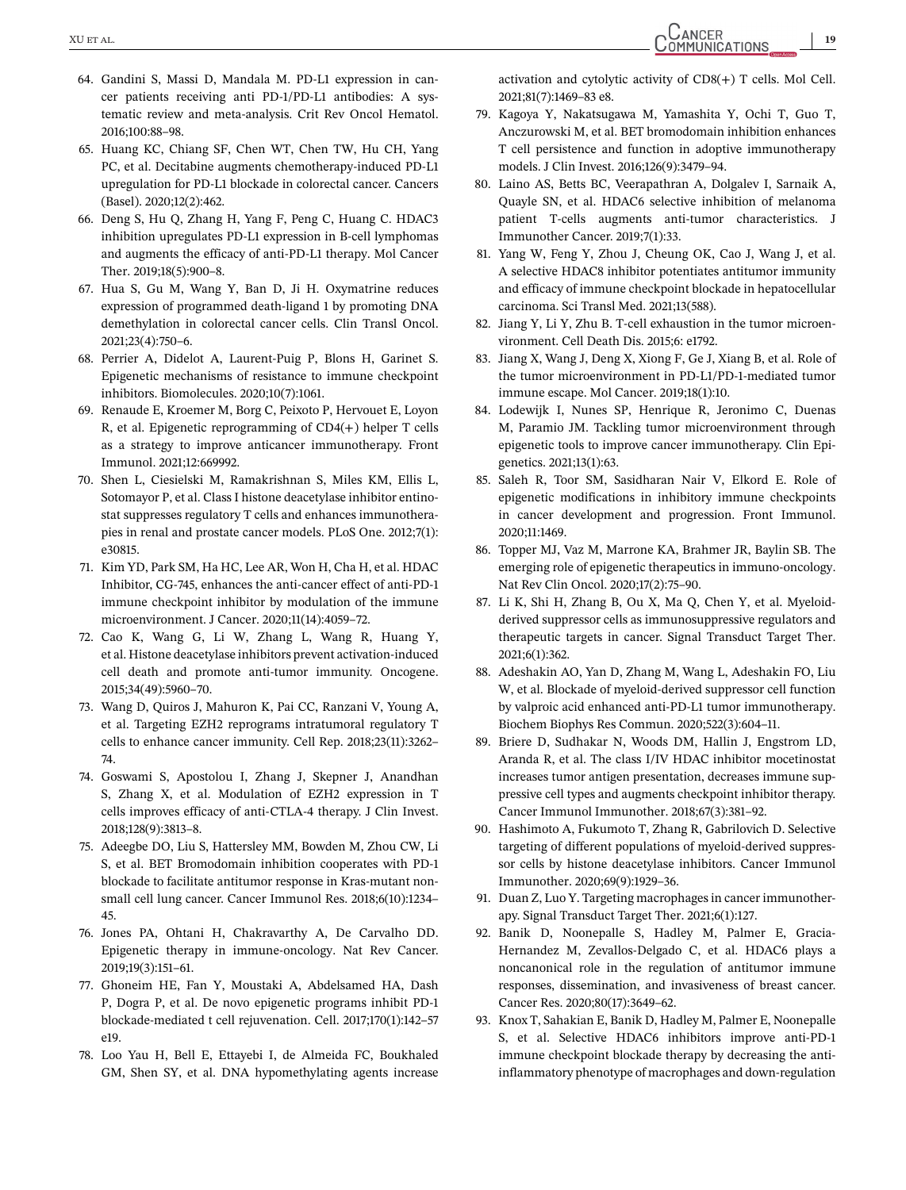64. Gandini S, Massi D, Mandala M. PD-L1 expression in cancer patients receiving anti PD-1/PD-L1 antibodies: A systematic review and meta-analysis. Crit Rev Oncol Hematol. 2016;100:88–98.
65. Huang KC, Chiang SF, Chen WT, Chen TW, Hu CH, Yang PC, et al. Decitabine augments chemotherapy-induced PD-L1 upregulation for PD-L1 blockade in colorectal cancer. Cancers (Basel). 2020;12(2):462.
66. Deng S, Hu Q, Zhang H, Yang F, Peng C, Huang C. HDAC3 inhibition upregulates PD-L1 expression in B-cell lymphomas and augments the efficacy of anti-PD-L1 therapy. Mol Cancer Ther. 2019;18(5):900–8.
67. Hua S, Gu M, Wang Y, Ban D, Ji H. Oxymatrine reduces expression of programmed death-ligand 1 by promoting DNA demethylation in colorectal cancer cells. Clin Transl Oncol. 2021;23(4):750–6.
68. Perrier A, Didelot A, Laurent-Puig P, Blons H, Garinet S. Epigenetic mechanisms of resistance to immune checkpoint inhibitors. Biomolecules. 2020;10(7):1061.
69. Renaude E, Kroemer M, Borg C, Peixoto P, Hervouet E, Loyon R, et al. Epigenetic reprogramming of CD4(+) helper T cells as a strategy to improve anticancer immunotherapy. Front Immunol. 2021;12:669992.
70. Shen L, Ciesielski M, Ramakrishnan S, Miles KM, Ellis L, Sotomayor P, et al. Class I histone deacetylase inhibitor entinostat suppresses regulatory T cells and enhances immunotherapies in renal and prostate cancer models. PLoS One. 2012;7(1):e30815.
71. Kim YD, Park SM, Ha HC, Lee AR, Won H, Cha H, et al. HDAC Inhibitor, CG-745, enhances the anti-cancer effect of anti-PD-1 immune checkpoint inhibitor by modulation of the immune microenvironment. J Cancer. 2020;11(14):4059–72.
72. Cao K, Wang G, Li W, Zhang L, Wang R, Huang Y, et al. Histone deacetylase inhibitors prevent activation-induced cell death and promote anti-tumor immunity. Oncogene. 2015;34(49):5960–70.
73. Wang D, Quiros J, Mahuron K, Pai CC, Ranzani V, Young A, et al. Targeting EZH2 reprograms intratumoral regulatory T cells to enhance cancer immunity. Cell Rep. 2018;23(11):3262–74.
74. Goswami S, Apostolou I, Zhang J, Skepner J, Anandhan S, Zhang X, et al. Modulation of EZH2 expression in T cells improves efficacy of anti-CTLA-4 therapy. J Clin Invest. 2018;128(9):3813–8.
75. Adeegbe DO, Liu S, Hattersley MM, Bowden M, Zhou CW, Li S, et al. BET Bromodomain inhibition cooperates with PD-1 blockade to facilitate antitumor response in Kras-mutant non-small cell lung cancer. Cancer Immunol Res. 2018;6(10):1234–45.
76. Jones PA, Ohtani H, Chakravarthy A, De Carvalho DD. Epigenetic therapy in immune-oncology. Nat Rev Cancer. 2019;19(3):151–61.
77. Ghoneim HE, Fan Y, Moustaki A, Abdelsamed HA, Dash P, Dogra P, et al. De novo epigenetic programs inhibit PD-1 blockade-mediated t cell rejuvenation. Cell. 2017;170(1):142–57 e19.
78. Loo Yau H, Bell E, Ettayebi I, de Almeida FC, Boukhaled GM, Shen SY, et al. DNA hypomethylating agents increase activation and cytolytic activity of CD8(+) T cells. Mol Cell. 2021;81(7):1469–83 e8.
79. Kagoya Y, Nakatsugawa M, Yamashita Y, Ochi T, Guo T, Anczurowski M, et al. BET bromodomain inhibition enhances T cell persistence and function in adoptive immunotherapy models. J Clin Invest. 2016;126(9):3479–94.
80. Laino AS, Betts BC, Veerapathran A, Dolgalev I, Sarnaik A, Quayle SN, et al. HDAC6 selective inhibition of melanoma patient T-cells augments anti-tumor characteristics. J Immunother Cancer. 2019;7(1):33.
81. Yang W, Feng Y, Zhou J, Cheung OK, Cao J, Wang J, et al. A selective HDAC8 inhibitor potentiates antitumor immunity and efficacy of immune checkpoint blockade in hepatocellular carcinoma. Sci Transl Med. 2021;13(588).
82. Jiang Y, Li Y, Zhu B. T-cell exhaustion in the tumor microenvironment. Cell Death Dis. 2015;6: e1792.
83. Jiang X, Wang J, Deng X, Xiong F, Ge J, Xiang B, et al. Role of the tumor microenvironment in PD-L1/PD-1-mediated tumor immune escape. Mol Cancer. 2019;18(1):10.
84. Lodewijk I, Nunes SP, Henrique R, Jeronimo C, Duenas M, Paramio JM. Tackling tumor microenvironment through epigenetic tools to improve cancer immunotherapy. Clin Epigenetics. 2021;13(1):63.
85. Saleh R, Toor SM, Sasidharan Nair V, Elkord E. Role of epigenetic modifications in inhibitory immune checkpoints in cancer development and progression. Front Immunol. 2020;11:1469.
86. Topper MJ, Vaz M, Marrone KA, Brahmer JR, Baylin SB. The emerging role of epigenetic therapeutics in immuno-oncology. Nat Rev Clin Oncol. 2020;17(2):75–90.
87. Li K, Shi H, Zhang B, Ou X, Ma Q, Chen Y, et al. Myeloid-derived suppressor cells as immunosuppressive regulators and therapeutic targets in cancer. Signal Transduct Target Ther. 2021;6(1):362.
88. Adeshakin AO, Yan D, Zhang M, Wang L, Adeshakin FO, Liu W, et al. Blockade of myeloid-derived suppressor cell function by valproic acid enhanced anti-PD-L1 tumor immunotherapy. Biochem Biophys Res Commun. 2020;522(3):604–11.
89. Briere D, Sudhakar N, Woods DM, Hallin J, Engstrom LD, Aranda R, et al. The class I/IV HDAC inhibitor mocetinostat increases tumor antigen presentation, decreases immune suppressive cell types and augments checkpoint inhibitor therapy. Cancer Immunol Immunother. 2018;67(3):381–92.
90. Hashimoto A, Fukumoto T, Zhang R, Gabrilovich D. Selective targeting of different populations of myeloid-derived suppressor cells by histone deacetylase inhibitors. Cancer Immunol Immunother. 2020;69(9):1929–36.
91. Duan Z, Luo Y. Targeting macrophages in cancer immunotherapy. Signal Transduct Target Ther. 2021;6(1):127.
92. Banik D, Noonepalle S, Hadley M, Palmer E, Gracia-Hernandez M, Zevallos-Delgado C, et al. HDAC6 plays a noncanonical role in the regulation of antitumor immune responses, dissemination, and invasiveness of breast cancer. Cancer Res. 2020;80(17):3649–62.
93. Knox T, Sahakian E, Banik D, Hadley M, Palmer E, Noonepalle S, et al. Selective HDAC6 inhibitors improve anti-PD-1 immune checkpoint blockade therapy by decreasing the anti-inflammatory phenotype of macrophages and down-regulation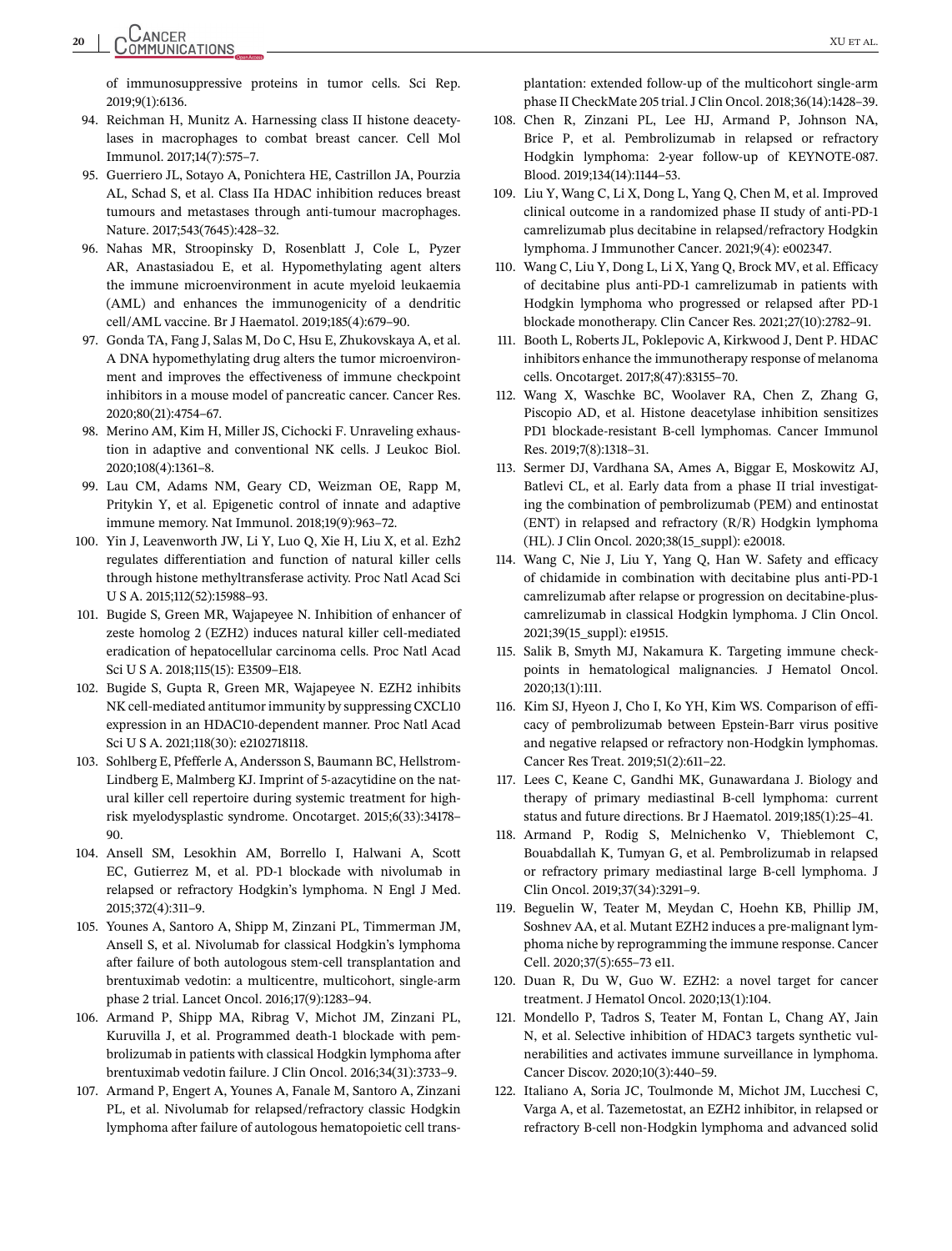of immunosuppressive proteins in tumor cells. Sci Rep. 2019;9(1):6136.

94. Reichman H, Munitz A. Harnessing class II histone deacetylases in macrophages to combat breast cancer. Cell Mol Immunol. 2017;14(7):575–7.
95. Guerriero JL, Sotayo A, Ponichtera HE, Castrillon JA, Pourzia AL, Schad S, et al. Class IIa HDAC inhibition reduces breast tumours and metastases through anti-tumour macrophages. Nature. 2017;543(7645):428–32.
96. Nahas MR, Stroopinsky D, Rosenblatt J, Cole L, Pyzer AR, Anastasiadou E, et al. Hypomethylating agent alters the immune microenvironment in acute myeloid leukaemia (AML) and enhances the immunogenicity of a dendritic cell/AML vaccine. Br J Haematol. 2019;185(4):679–90.
97. Gonda TA, Fang J, Salas M, Do C, Hsu E, Zhukovskaya A, et al. A DNA hypomethylating drug alters the tumor microenvironment and improves the effectiveness of immune checkpoint inhibitors in a mouse model of pancreatic cancer. Cancer Res. 2020;80(21):4754–67.
98. Merino AM, Kim H, Miller JS, Cichocki F. Unraveling exhaustion in adaptive and conventional NK cells. J Leukoc Biol. 2020;108(4):1361–8.
99. Lau CM, Adams NM, Geary CD, Weizman OE, Rapp M, Pritykin Y, et al. Epigenetic control of innate and adaptive immune memory. Nat Immunol. 2018;19(9):963–72.
100. Yin J, Leavenworth JW, Li Y, Luo Q, Xie H, Liu X, et al. Ezh2 regulates differentiation and function of natural killer cells through histone methyltransferase activity. Proc Natl Acad Sci U S A. 2015;112(52):15988–93.
101. Bugide S, Green MR, Wajapeyee N. Inhibition of enhancer of zeste homolog 2 (EZH2) induces natural killer cell-mediated eradication of hepatocellular carcinoma cells. Proc Natl Acad Sci U S A. 2018;115(15): E3509–E18.
102. Bugide S, Gupta R, Green MR, Wajapeyee N. EZH2 inhibits NK cell-mediated antitumor immunity by suppressing CXCL10 expression in an HDAC10-dependent manner. Proc Natl Acad Sci U S A. 2021;118(30): e2102718118.
103. Sohlberg E, Pfefferle A, Andersson S, Baumann BC, Hellstrom-Lindberg E, Malmberg KJ. Imprint of 5-azacytidine on the natural killer cell repertoire during systemic treatment for high-risk myelodysplastic syndrome. Oncotarget. 2015;6(33):34178–90.
104. Ansell SM, Lesokhin AM, Borrello I, Halwani A, Scott EC, Gutierrez M, et al. PD-1 blockade with nivolumab in relapsed or refractory Hodgkin's lymphoma. N Engl J Med. 2015;372(4):311–9.
105. Younes A, Santoro A, Shipp M, Zinzani PL, Timmerman JM, Ansell S, et al. Nivolumab for classical Hodgkin's lymphoma after failure of both autologous stem-cell transplantation and brentuximab vedotin: a multicentre, multicohort, single-arm phase 2 trial. Lancet Oncol. 2016;17(9):1283–94.
106. Armand P, Shipp MA, Ribrag V, Michot JM, Zinzani PL, Kuruvilla J, et al. Programmed death-1 blockade with pembrolizumab in patients with classical Hodgkin lymphoma after brentuximab vedotin failure. J Clin Oncol. 2016;34(31):3733–9.
107. Armand P, Engert A, Younes A, Fanale M, Santoro A, Zinzani PL, et al. Nivolumab for relapsed/refractory classic Hodgkin lymphoma after failure of autologous hematopoietic cell transplantation: extended follow-up of the multicohort single-arm phase II CheckMate 205 trial. J Clin Oncol. 2018;36(14):1428–39.
108. Chen R, Zinzani PL, Lee HJ, Armand P, Johnson NA, Brice P, et al. Pembrolizumab in relapsed or refractory Hodgkin lymphoma: 2-year follow-up of KEYNOTE-087. Blood. 2019;134(14):1144–53.
109. Liu Y, Wang C, Li X, Dong L, Yang Q, Chen M, et al. Improved clinical outcome in a randomized phase II study of anti-PD-1 camrelizumab plus decitabine in relapsed/refractory Hodgkin lymphoma. J Immunother Cancer. 2021;9(4): e002347.
110. Wang C, Liu Y, Dong L, Li X, Yang Q, Brock MV, et al. Efficacy of decitabine plus anti-PD-1 camrelizumab in patients with Hodgkin lymphoma who progressed or relapsed after PD-1 blockade monotherapy. Clin Cancer Res. 2021;27(10):2782–91.
111. Booth L, Roberts JL, Poklepovic A, Kirkwood J, Dent P. HDAC inhibitors enhance the immunotherapy response of melanoma cells. Oncotarget. 2017;8(47):83155–70.
112. Wang X, Waschke BC, Woolaver RA, Chen Z, Zhang G, Piscopio AD, et al. Histone deacetylase inhibition sensitizes PD1 blockade-resistant B-cell lymphomas. Cancer Immunol Res. 2019;7(8):1318–31.
113. Sermer DJ, Vardhana SA, Ames A, Biggar E, Moskowitz AJ, Batlevi CL, et al. Early data from a phase II trial investigating the combination of pembrolizumab (PEM) and entinostat (ENT) in relapsed and refractory (R/R) Hodgkin lymphoma (HL). J Clin Oncol. 2020;38(15_suppl): e20018.
114. Wang C, Nie J, Liu Y, Yang Q, Han W. Safety and efficacy of chidamide in combination with decitabine plus anti-PD-1 camrelizumab after relapse or progression on decitabine-plus-camrelizumab in classical Hodgkin lymphoma. J Clin Oncol. 2021;39(15_suppl): e19515.
115. Salik B, Smyth MJ, Nakamura K. Targeting immune checkpoints in hematological malignancies. J Hematol Oncol. 2020;13(1):111.
116. Kim SJ, Hyeon J, Cho I, Ko YH, Kim WS. Comparison of efficacy of pembrolizumab between Epstein-Barr virus positive and negative relapsed or refractory non-Hodgkin lymphomas. Cancer Res Treat. 2019;51(2):611–22.
117. Lees C, Keane C, Gandhi MK, Gunawardana J. Biology and therapy of primary mediastinal B-cell lymphoma: current status and future directions. Br J Haematol. 2019;185(1):25–41.
118. Armand P, Rodig S, Melnichenko V, Thieblemont C, Bouabdallah K, Tumyan G, et al. Pembrolizumab in relapsed or refractory primary mediastinal large B-cell lymphoma. J Clin Oncol. 2019;37(34):3291–9.
119. Beguelin W, Teater M, Meydan C, Hoehn KB, Phillip JM, Soshnev AA, et al. Mutant EZH2 induces a pre-malignant lymphoma niche by reprogramming the immune response. Cancer Cell. 2020;37(5):655–73 e11.
120. Duan R, Du W, Guo W. EZH2: a novel target for cancer treatment. J Hematol Oncol. 2020;13(1):104.
121. Mondello P, Tadros S, Teater M, Fontan L, Chang AY, Jain N, et al. Selective inhibition of HDAC3 targets synthetic vulnerabilities and activates immune surveillance in lymphoma. Cancer Discov. 2020;10(3):440–59.
122. Italiano A, Soria JC, Toulmonde M, Michot JM, Lucchesi C, Varga A, et al. Tazemetostat, an EZH2 inhibitor, in relapsed or refractory B-cell non-Hodgkin lymphoma and advanced solid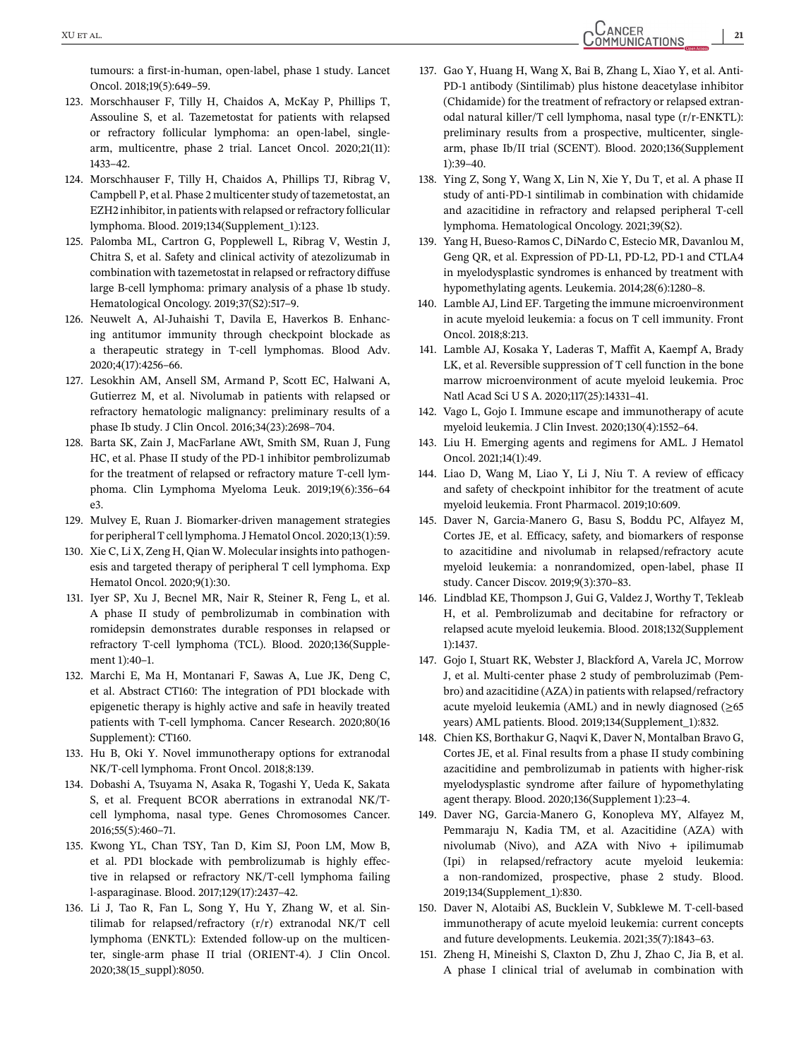tumours: a first-in-human, open-label, phase 1 study. Lancet Oncol. 2018;19(5):649–59.

123. Morschhauser F, Tilly H, Chaidos A, McKay P, Phillips T, Assouline S, et al. Tazemetostat for patients with relapsed or refractory follicular lymphoma: an open-label, single-arm, multicentre, phase 2 trial. Lancet Oncol. 2020;21(11): 1433–42.
124. Morschhauser F, Tilly H, Chaidos A, Phillips TJ, Ribrag V, Campbell P, et al. Phase 2 multicenter study of tazemetostat, an EZH2 inhibitor, in patients with relapsed or refractory follicular lymphoma. Blood. 2019;134(Supplement_1):123.
125. Palomba ML, Cartron G, Popplewell L, Ribrag V, Westin J, Chitra S, et al. Safety and clinical activity of atezolizumab in combination with tazemetostat in relapsed or refractory diffuse large B-cell lymphoma: primary analysis of a phase 1b study. Hematological Oncology. 2019;37(S2):517–9.
126. Neuwelt A, Al-Juhaishi T, Davila E, Haverkos B. Enhancing antitumor immunity through checkpoint blockade as a therapeutic strategy in T-cell lymphomas. Blood Adv. 2020;4(17):4256–66.
127. Lesokhin AM, Ansell SM, Armand P, Scott EC, Halwani A, Gutierrez M, et al. Nivolumab in patients with relapsed or refractory hematologic malignancy: preliminary results of a phase Ib study. J Clin Oncol. 2016;34(23):2698–704.
128. Barta SK, Zain J, MacFarlane AWt, Smith SM, Ruan J, Fung HC, et al. Phase II study of the PD-1 inhibitor pembrolizumab for the treatment of relapsed or refractory mature T-cell lymphoma. Clin Lymphoma Myeloma Leuk. 2019;19(6):356–64 e3.
129. Mulvey E, Ruan J. Biomarker-driven management strategies for peripheral T cell lymphoma. J Hematol Oncol. 2020;13(1):59.
130. Xie C, Li X, Zeng H, Qian W. Molecular insights into pathogenesis and targeted therapy of peripheral T cell lymphoma. Exp Hematol Oncol. 2020;9(1):30.
131. Iyer SP, Xu J, Becnel MR, Nair R, Steiner R, Feng L, et al. A phase II study of pembrolizumab in combination with romidepsin demonstrates durable responses in relapsed or refractory T-cell lymphoma (TCL). Blood. 2020;136(Supplement 1):40–1.
132. Marchi E, Ma H, Montanari F, Sawas A, Lue JK, Deng C, et al. Abstract CT160: The integration of PD1 blockade with epigenetic therapy is highly active and safe in heavily treated patients with T-cell lymphoma. Cancer Research. 2020;80(16 Supplement): CT160.
133. Hu B, Oki Y. Novel immunotherapy options for extranodal NK/T-cell lymphoma. Front Oncol. 2018;8:139.
134. Dobashi A, Tsuyama N, Asaka R, Togashi Y, Ueda K, Sakata S, et al. Frequent BCOR aberrations in extranodal NK/T-cell lymphoma, nasal type. Genes Chromosomes Cancer. 2016;55(5):460–71.
135. Kwong YL, Chan TSY, Tan D, Kim SJ, Poon LM, Mow B, et al. PD1 blockade with pembrolizumab is highly effective in relapsed or refractory NK/T-cell lymphoma failing l-asparaginase. Blood. 2017;129(17):2437–42.
136. Li J, Tao R, Fan L, Song Y, Hu Y, Zhang W, et al. Sintilimab for relapsed/refractory (r/r) extranodal NK/T cell lymphoma (ENKTL): Extended follow-up on the multicenter, single-arm phase II trial (ORIENT-4). J Clin Oncol. 2020;38(15_suppl):8050.
137. Gao Y, Huang H, Wang X, Bai B, Zhang L, Xiao Y, et al. Anti-PD-1 antibody (Sintilimab) plus histone deacetylase inhibitor (Chidamide) for the treatment of refractory or relapsed extranodal natural killer/T cell lymphoma, nasal type (r/r-ENKTL): preliminary results from a prospective, multicenter, single-arm, phase Ib/II trial (SCENT). Blood. 2020;136(Supplement 1):39–40.
138. Ying Z, Song Y, Wang X, Lin N, Xie Y, Du T, et al. A phase II study of anti-PD-1 sintilimab in combination with chidamide and azacitidine in refractory and relapsed peripheral T-cell lymphoma. Hematological Oncology. 2021;39(S2).
139. Yang H, Bueso-Ramos C, DiNardo C, Estecio MR, Davanlou M, Geng QR, et al. Expression of PD-L1, PD-L2, PD-1 and CTLA4 in myelodysplastic syndromes is enhanced by treatment with hypomethylating agents. Leukemia. 2014;28(6):1280–8.
140. Lamble AJ, Lind EF. Targeting the immune microenvironment in acute myeloid leukemia: a focus on T cell immunity. Front Oncol. 2018;8:213.
141. Lamble AJ, Kosaka Y, Laderas T, Maffit A, Kaempf A, Brady LK, et al. Reversible suppression of T cell function in the bone marrow microenvironment of acute myeloid leukemia. Proc Natl Acad Sci U S A. 2020;117(25):14331–41.
142. Vago L, Gojo I. Immune escape and immunotherapy of acute myeloid leukemia. J Clin Invest. 2020;130(4):1552–64.
143. Liu H. Emerging agents and regimens for AML. J Hematol Oncol. 2021;14(1):49.
144. Liao D, Wang M, Liao Y, Li J, Niu T. A review of efficacy and safety of checkpoint inhibitor for the treatment of acute myeloid leukemia. Front Pharmacol. 2019;10:609.
145. Daver N, Garcia-Manero G, Basu S, Boddu PC, Alfayez M, Cortes JE, et al. Efficacy, safety, and biomarkers of response to azacitidine and nivolumab in relapsed/refractory acute myeloid leukemia: a nonrandomized, open-label, phase II study. Cancer Discov. 2019;9(3):370–83.
146. Lindblad KE, Thompson J, Gui G, Valdez J, Worthy T, Tekleab H, et al. Pembrolizumab and decitabine for refractory or relapsed acute myeloid leukemia. Blood. 2018;132(Supplement 1):1437.
147. Gojo I, Stuart RK, Webster J, Blackford A, Varela JC, Morrow J, et al. Multi-center phase 2 study of pembroluzimab (Pembro) and azacitidine (AZA) in patients with relapsed/refractory acute myeloid leukemia (AML) and in newly diagnosed (≥65 years) AML patients. Blood. 2019;134(Supplement_1):832.
148. Chien KS, Borthakur G, Naqvi K, Daver N, Montalban Bravo G, Cortes JE, et al. Final results from a phase II study combining azacitidine and pembrolizumab in patients with higher-risk myelodysplastic syndrome after failure of hypomethylating agent therapy. Blood. 2020;136(Supplement 1):23–4.
149. Daver NG, Garcia-Manero G, Konopleva MY, Alfayez M, Pemmaraju N, Kadia TM, et al. Azacitidine (AZA) with nivolumab (Nivo), and AZA with Nivo + ipilimumab (Ipi) in relapsed/refractory acute myeloid leukemia: a non-randomized, prospective, phase 2 study. Blood. 2019;134(Supplement_1):830.
150. Daver N, Alotaibi AS, Bucklein V, Subklewe M. T-cell-based immunotherapy of acute myeloid leukemia: current concepts and future developments. Leukemia. 2021;35(7):1843–63.
151. Zheng H, Mineishi S, Claxton D, Zhu J, Zhao C, Jia B, et al. A phase I clinical trial of avelumab in combination with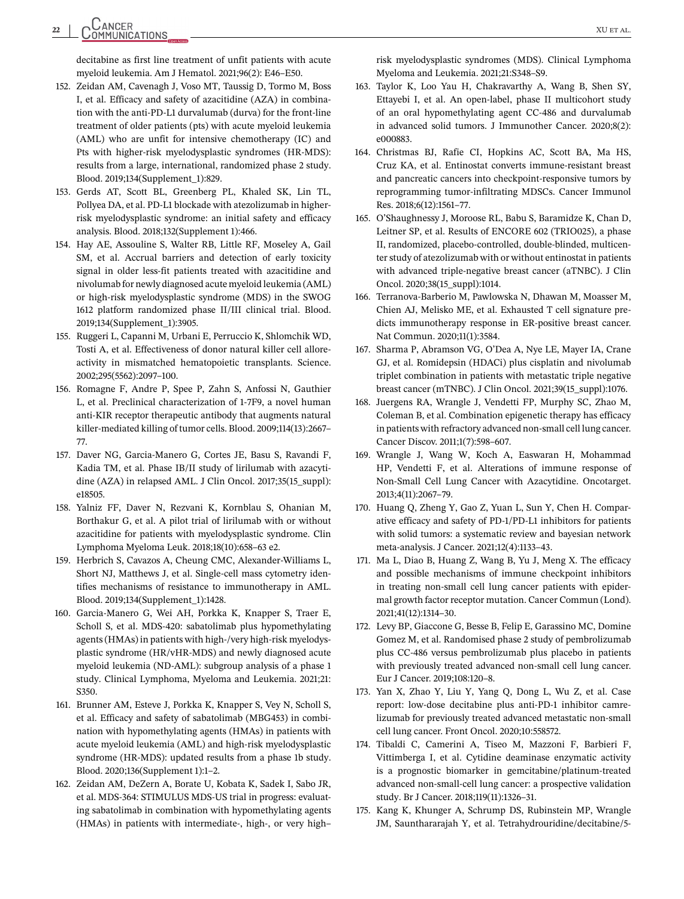decitabine as first line treatment of unfit patients with acute myeloid leukemia. Am J Hematol. 2021;96(2): E46–E50.

152. Zeidan AM, Cavenagh J, Voso MT, Taussig D, Tormo M, Boss I, et al. Efficacy and safety of azacitidine (AZA) in combination with the anti-PD-L1 durvalumab (durva) for the front-line treatment of older patients (pts) with acute myeloid leukemia (AML) who are unfit for intensive chemotherapy (IC) and Pts with higher-risk myelodysplastic syndromes (HR-MDS): results from a large, international, randomized phase 2 study. Blood. 2019;134(Supplement_1):829.
153. Gerds AT, Scott BL, Greenberg PL, Khaled SK, Lin TL, Pollyea DA, et al. PD-L1 blockade with atezolizumab in higher-risk myelodysplastic syndrome: an initial safety and efficacy analysis. Blood. 2018;132(Supplement 1):466.
154. Hay AE, Assouline S, Walter RB, Little RF, Moseley A, Gail SM, et al. Accrual barriers and detection of early toxicity signal in older less-fit patients treated with azacitidine and nivolumab for newly diagnosed acute myeloid leukemia (AML) or high-risk myelodysplastic syndrome (MDS) in the SWOG 1612 platform randomized phase II/III clinical trial. Blood. 2019;134(Supplement_1):3905.
155. Ruggeri L, Capanni M, Urbani E, Perruccio K, Shlomchik WD, Tosti A, et al. Effectiveness of donor natural killer cell alloreactivity in mismatched hematopoietic transplants. Science. 2002;295(5562):2097–100.
156. Romagne F, Andre P, Spee P, Zahn S, Anfossi N, Gauthier L, et al. Preclinical characterization of 1-7F9, a novel human anti-KIR receptor therapeutic antibody that augments natural killer-mediated killing of tumor cells. Blood. 2009;114(13):2667–77.
157. Daver NG, Garcia-Manero G, Cortes JE, Basu S, Ravandi F, Kadia TM, et al. Phase IB/II study of lirilumab with azacytidine (AZA) in relapsed AML. J Clin Oncol. 2017;35(15_suppl): e18505.
158. Yalniz FF, Daver N, Rezvani K, Kornblau S, Ohanian M, Borthakur G, et al. A pilot trial of lirilumab with or without azacitidine for patients with myelodysplastic syndrome. Clin Lymphoma Myeloma Leuk. 2018;18(10):658–63 e2.
159. Herbrich S, Cavazos A, Cheung CMC, Alexander-Williams L, Short NJ, Matthews J, et al. Single-cell mass cytometry identifies mechanisms of resistance to immunotherapy in AML. Blood. 2019;134(Supplement_1):1428.
160. Garcia-Manero G, Wei AH, Porkka K, Knapper S, Traer E, Scholl S, et al. MDS-420: sabatolimab plus hypomethylating agents (HMAs) in patients with high-/very high-risk myelodysplastic syndrome (HR/vHR-MDS) and newly diagnosed acute myeloid leukemia (ND-AML): subgroup analysis of a phase 1 study. Clinical Lymphoma, Myeloma and Leukemia. 2021;21: S350.
161. Brunner AM, Esteve J, Porkka K, Knapper S, Vey N, Scholl S, et al. Efficacy and safety of sabatolimab (MBG453) in combination with hypomethylating agents (HMAs) in patients with acute myeloid leukemia (AML) and high-risk myelodysplastic syndrome (HR-MDS): updated results from a phase 1b study. Blood. 2020;136(Supplement 1):1–2.
162. Zeidan AM, DeZern A, Borate U, Kobata K, Sadek I, Sabo JR, et al. MDS-364: STIMULUS MDS-US trial in progress: evaluating sabatolimab in combination with hypomethylating agents (HMAs) in patients with intermediate-, high-, or very high–risk myelodysplastic syndromes (MDS). Clinical Lymphoma Myeloma and Leukemia. 2021;21:S348–S9.
163. Taylor K, Loo Yau H, Chakravarthy A, Wang B, Shen SY, Ettayebi I, et al. An open-label, phase II multicohort study of an oral hypomethylating agent CC-486 and durvalumab in advanced solid tumors. J Immunother Cancer. 2020;8(2): e000883.
164. Christmas BJ, Rafie CI, Hopkins AC, Scott BA, Ma HS, Cruz KA, et al. Entinostat converts immune-resistant breast and pancreatic cancers into checkpoint-responsive tumors by reprogramming tumor-infiltrating MDSCs. Cancer Immunol Res. 2018;6(12):1561–77.
165. O'Shaughnessy J, Moroose RL, Babu S, Baramidze K, Chan D, Leitner SP, et al. Results of ENCORE 602 (TRIO025), a phase II, randomized, placebo-controlled, double-blinded, multicenter study of atezolizumab with or without entinostat in patients with advanced triple-negative breast cancer (aTNBC). J Clin Oncol. 2020;38(15_suppl):1014.
166. Terranova-Barberio M, Pawlowska N, Dhawan M, Moasser M, Chien AJ, Melisko ME, et al. Exhausted T cell signature predicts immunotherapy response in ER-positive breast cancer. Nat Commun. 2020;11(1):3584.
167. Sharma P, Abramson VG, O'Dea A, Nye LE, Mayer IA, Crane GJ, et al. Romidepsin (HDACi) plus cisplatin and nivolumab triplet combination in patients with metastatic triple negative breast cancer (mTNBC). J Clin Oncol. 2021;39(15_suppl):1076.
168. Juergens RA, Wrangle J, Vendetti FP, Murphy SC, Zhao M, Coleman B, et al. Combination epigenetic therapy has efficacy in patients with refractory advanced non-small cell lung cancer. Cancer Discov. 2011;1(7):598–607.
169. Wrangle J, Wang W, Koch A, Easwaran H, Mohammad HP, Vendetti F, et al. Alterations of immune response of Non-Small Cell Lung Cancer with Azacytidine. Oncotarget. 2013;4(11):2067–79.
170. Huang Q, Zheng Y, Gao Z, Yuan L, Sun Y, Chen H. Comparative efficacy and safety of PD-1/PD-L1 inhibitors for patients with solid tumors: a systematic review and bayesian network meta-analysis. J Cancer. 2021;12(4):1133–43.
171. Ma L, Diao B, Huang Z, Wang B, Yu J, Meng X. The efficacy and possible mechanisms of immune checkpoint inhibitors in treating non-small cell lung cancer patients with epidermal growth factor receptor mutation. Cancer Commun (Lond). 2021;41(12):1314–30.
172. Levy BP, Giaccone G, Besse B, Felip E, Garassino MC, Domine Gomez M, et al. Randomised phase 2 study of pembrolizumab plus CC-486 versus pembrolizumab plus placebo in patients with previously treated advanced non-small cell lung cancer. Eur J Cancer. 2019;108:120–8.
173. Yan X, Zhao Y, Liu Y, Yang Q, Dong L, Wu Z, et al. Case report: low-dose decitabine plus anti-PD-1 inhibitor camrelizumab for previously treated advanced metastatic non-small cell lung cancer. Front Oncol. 2020;10:558572.
174. Tibaldi C, Camerini A, Tiseo M, Mazzoni F, Barbieri F, Vittimberga I, et al. Cytidine deaminase enzymatic activity is a prognostic biomarker in gemcitabine/platinum-treated advanced non-small-cell lung cancer: a prospective validation study. Br J Cancer. 2018;119(11):1326–31.
175. Kang K, Khunger A, Schrump DS, Rubinstein MP, Wrangle JM, Saunthararajah Y, et al. Tetrahydrouridine/decitabine/5-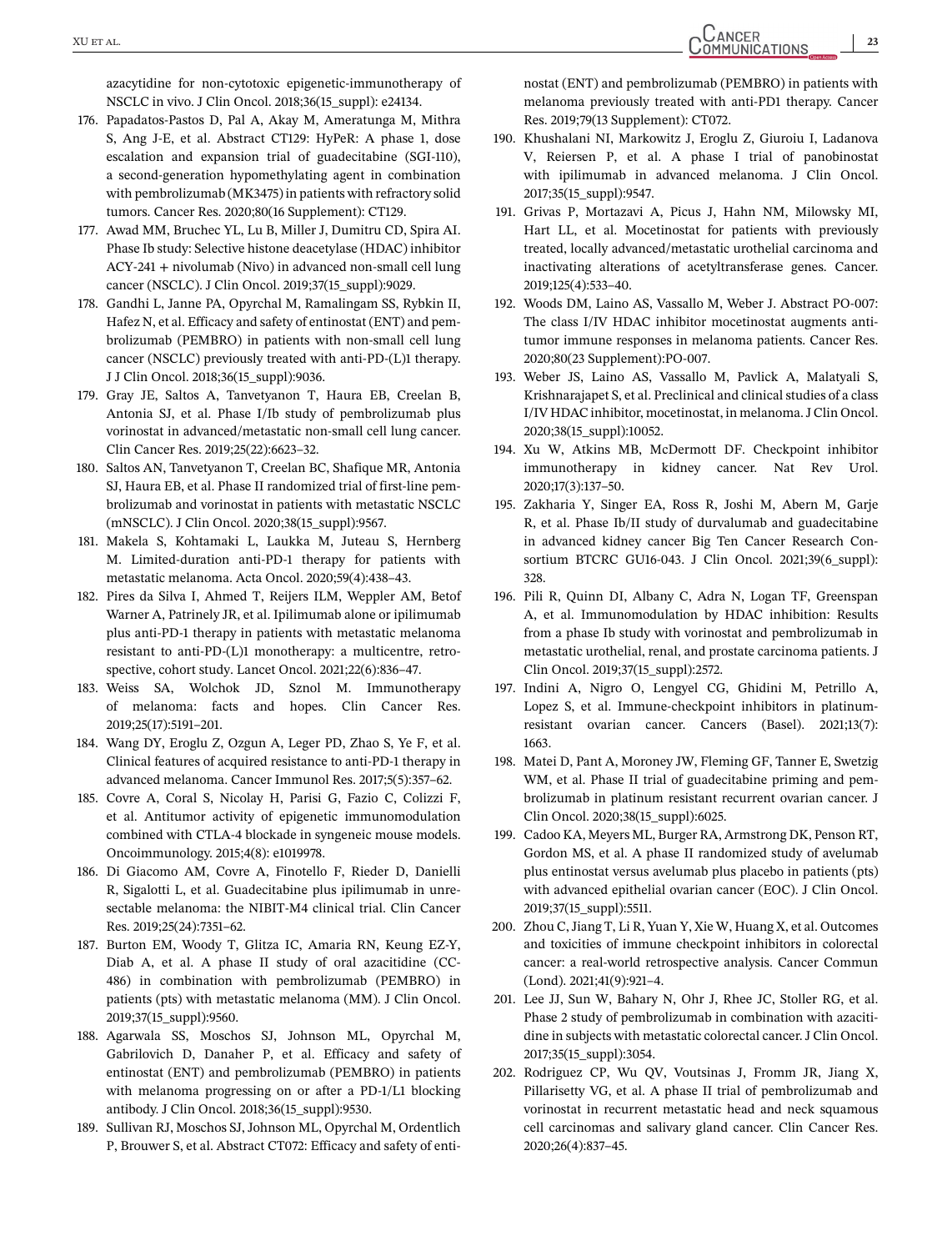azacytidine for non-cytotoxic epigenetic-immunotherapy of NSCLC in vivo. J Clin Oncol. 2018;36(15_suppl): e24134.

176. Papadatos-Pastos D, Pal A, Akay M, Ameratunga M, Mithra S, Ang J-E, et al. Abstract CT129: HyPeR: A phase 1, dose escalation and expansion trial of guadecitabine (SGI-110), a second-generation hypomethylating agent in combination with pembrolizumab (MK3475) in patients with refractory solid tumors. Cancer Res. 2020;80(16 Supplement): CT129.
177. Awad MM, Bruchec YL, Lu B, Miller J, Dumitru CD, Spira AI. Phase Ib study: Selective histone deacetylase (HDAC) inhibitor ACY-241 + nivolumab (Nivo) in advanced non-small cell lung cancer (NSCLC). J Clin Oncol. 2019;37(15_suppl):9029.
178. Gandhi L, Janne PA, Opyrchal M, Ramalingam SS, Rybkin II, Hafez N, et al. Efficacy and safety of entinostat (ENT) and pembrolizumab (PEMBRO) in patients with non-small cell lung cancer (NSCLC) previously treated with anti-PD-(L)1 therapy. J J Clin Oncol. 2018;36(15_suppl):9036.
179. Gray JE, Saltos A, Tanvetyanon T, Haura EB, Creelan B, Antonia SJ, et al. Phase I/Ib study of pembrolizumab plus vorinostat in advanced/metastatic non-small cell lung cancer. Clin Cancer Res. 2019;25(22):6623–32.
180. Saltos AN, Tanvetyanon T, Creelan BC, Shafique MR, Antonia SJ, Haura EB, et al. Phase II randomized trial of first-line pembrolizumab and vorinostat in patients with metastatic NSCLC (mNSCLC). J Clin Oncol. 2020;38(15_suppl):9567.
181. Makela S, Kohtamaki L, Laukka M, Juteau S, Hernberg M. Limited-duration anti-PD-1 therapy for patients with metastatic melanoma. Acta Oncol. 2020;59(4):438–43.
182. Pires da Silva I, Ahmed T, Reijers ILM, Weppler AM, Betof Warner A, Patrinely JR, et al. Ipilimumab alone or ipilimumab plus anti-PD-1 therapy in patients with metastatic melanoma resistant to anti-PD-(L)1 monotherapy: a multicentre, retrospective, cohort study. Lancet Oncol. 2021;22(6):836–47.
183. Weiss SA, Wolchok JD, Sznol M. Immunotherapy of melanoma: facts and hopes. Clin Cancer Res. 2019;25(17):5191–201.
184. Wang DY, Eroglu Z, Ozgun A, Leger PD, Zhao S, Ye F, et al. Clinical features of acquired resistance to anti-PD-1 therapy in advanced melanoma. Cancer Immunol Res. 2017;5(5):357–62.
185. Covre A, Coral S, Nicolay H, Parisi G, Fazio C, Colizzi F, et al. Antitumor activity of epigenetic immunomodulation combined with CTLA-4 blockade in syngeneic mouse models. Oncoimmunology. 2015;4(8): e1019978.
186. Di Giacomo AM, Covre A, Finotello F, Rieder D, Danielli R, Sigalotti L, et al. Guadecitabine plus ipilimumab in unresectable melanoma: the NIBIT-M4 clinical trial. Clin Cancer Res. 2019;25(24):7351–62.
187. Burton EM, Woody T, Glitza IC, Amaria RN, Keung EZ-Y, Diab A, et al. A phase II study of oral azacitidine (CC-486) in combination with pembrolizumab (PEMBRO) in patients (pts) with metastatic melanoma (MM). J Clin Oncol. 2019;37(15_suppl):9560.
188. Agarwala SS, Moschos SJ, Johnson ML, Opyrchal M, Gabrilovich D, Danaher P, et al. Efficacy and safety of entinostat (ENT) and pembrolizumab (PEMBRO) in patients with melanoma progressing on or after a PD-1/L1 blocking antibody. J Clin Oncol. 2018;36(15_suppl):9530.
189. Sullivan RJ, Moschos SJ, Johnson ML, Opyrchal M, Ordentlich P, Brouwer S, et al. Abstract CT072: Efficacy and safety of entinostat (ENT) and pembrolizumab (PEMBRO) in patients with melanoma previously treated with anti-PD1 therapy. Cancer Res. 2019;79(13 Supplement): CT072.
190. Khushalani NI, Markowitz J, Eroglu Z, Giuroiu I, Ladanova V, Reiersen P, et al. A phase I trial of panobinostat with ipilimumab in advanced melanoma. J Clin Oncol. 2017;35(15_suppl):9547.
191. Grivas P, Mortazavi A, Picus J, Hahn NM, Milowsky MI, Hart LL, et al. Mocetinostat for patients with previously treated, locally advanced/metastatic urothelial carcinoma and inactivating alterations of acetyltransferase genes. Cancer. 2019;125(4):533–40.
192. Woods DM, Laino AS, Vassallo M, Weber J. Abstract PO-007: The class I/IV HDAC inhibitor mocetinostat augments antitumor immune responses in melanoma patients. Cancer Res. 2020;80(23 Supplement):PO-007.
193. Weber JS, Laino AS, Vassallo M, Pavlick A, Malatyali S, Krishnarajapet S, et al. Preclinical and clinical studies of a class I/IV HDAC inhibitor, mocetinostat, in melanoma. J Clin Oncol. 2020;38(15_suppl):10052.
194. Xu W, Atkins MB, McDermott DF. Checkpoint inhibitor immunotherapy in kidney cancer. Nat Rev Urol. 2020;17(3):137–50.
195. Zakharia Y, Singer EA, Ross R, Joshi M, Abern M, Garje R, et al. Phase Ib/II study of durvalumab and guadecitabine in advanced kidney cancer Big Ten Cancer Research Consortium BTCRC GU16-043. J Clin Oncol. 2021;39(6_suppl): 328.
196. Pili R, Quinn DI, Albany C, Adra N, Logan TF, Greenspan A, et al. Immunomodulation by HDAC inhibition: Results from a phase Ib study with vorinostat and pembrolizumab in metastatic urothelial, renal, and prostate carcinoma patients. J Clin Oncol. 2019;37(15_suppl):2572.
197. Indini A, Nigro O, Lengyel CG, Ghidini M, Petrillo A, Lopez S, et al. Immune-checkpoint inhibitors in platinum-resistant ovarian cancer. Cancers (Basel). 2021;13(7): 1663.
198. Matei D, Pant A, Moroney JW, Fleming GF, Tanner E, Swetzig WM, et al. Phase II trial of guadecitabine priming and pembrolizumab in platinum resistant recurrent ovarian cancer. J Clin Oncol. 2020;38(15_suppl):6025.
199. Cadoo KA, Meyers ML, Burger RA, Armstrong DK, Penson RT, Gordon MS, et al. A phase II randomized study of avelumab plus entinostat versus avelumab plus placebo in patients (pts) with advanced epithelial ovarian cancer (EOC). J Clin Oncol. 2019;37(15_suppl):5511.
200. Zhou C, Jiang T, Li R, Yuan Y, Xie W, Huang X, et al. Outcomes and toxicities of immune checkpoint inhibitors in colorectal cancer: a real-world retrospective analysis. Cancer Commun (Lond). 2021;41(9):921–4.
201. Lee JJ, Sun W, Bahary N, Ohr J, Rhee JC, Stoller RG, et al. Phase 2 study of pembrolizumab in combination with azacitidine in subjects with metastatic colorectal cancer. J Clin Oncol. 2017;35(15_suppl):3054.
202. Rodriguez CP, Wu QV, Voutsinas J, Fromm JR, Jiang X, Pillarisetty VG, et al. A phase II trial of pembrolizumab and vorinostat in recurrent metastatic head and neck squamous cell carcinomas and salivary gland cancer. Clin Cancer Res. 2020;26(4):837–45.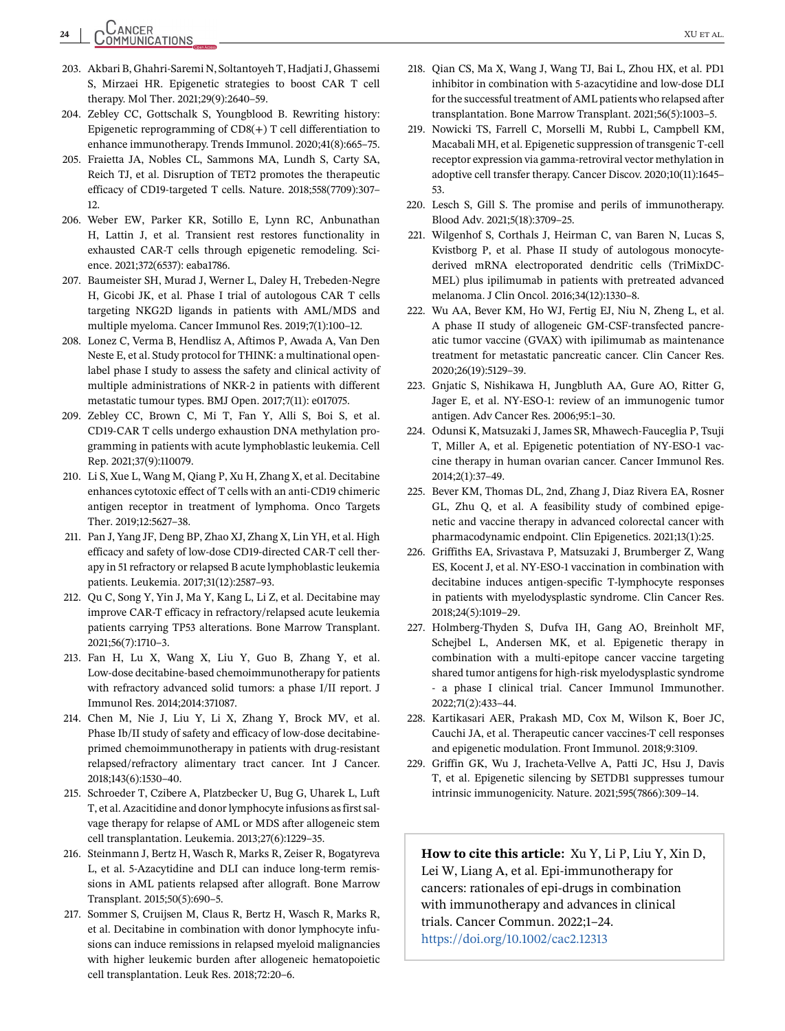203. Akbari B, Ghahri-Saremi N, Soltantoyeh T, Hadjati J, Ghassemi S, Mirzaei HR. Epigenetic strategies to boost CAR T cell therapy. Mol Ther. 2021;29(9):2640–59.
204. Zebley CC, Gottschalk S, Youngblood B. Rewriting history: Epigenetic reprogramming of CD8(+) T cell differentiation to enhance immunotherapy. Trends Immunol. 2020;41(8):665–75.
205. Fraietta JA, Nobles CL, Sammons MA, Lundh S, Carty SA, Reich TJ, et al. Disruption of TET2 promotes the therapeutic efficacy of CD19-targeted T cells. Nature. 2018;558(7709):307–12.
206. Weber EW, Parker KR, Sotillo E, Lynn RC, Anbunathan H, Lattin J, et al. Transient rest restores functionality in exhausted CAR-T cells through epigenetic remodeling. Science. 2021;372(6537): eaba1786.
207. Baumeister SH, Murad J, Werner L, Daley H, Trebeden-Negre H, Gicobi JK, et al. Phase I trial of autologous CAR T cells targeting NKG2D ligands in patients with AML/MDS and multiple myeloma. Cancer Immunol Res. 2019;7(1):100–12.
208. Lonez C, Verma B, Hendlisz A, Aftimos P, Awada A, Van Den Neste E, et al. Study protocol for THINK: a multinational open-label phase I study to assess the safety and clinical activity of multiple administrations of NKR-2 in patients with different metastatic tumour types. BMJ Open. 2017;7(11): e017075.
209. Zebley CC, Brown C, Mi T, Fan Y, Alli S, Boi S, et al. CD19-CAR T cells undergo exhaustion DNA methylation programming in patients with acute lymphoblastic leukemia. Cell Rep. 2021;37(9):110079.
210. Li S, Xue L, Wang M, Qiang P, Xu H, Zhang X, et al. Decitabine enhances cytotoxic effect of T cells with an anti-CD19 chimeric antigen receptor in treatment of lymphoma. Onco Targets Ther. 2019;12:5627–38.
211. Pan J, Yang JF, Deng BP, Zhao XJ, Zhang X, Lin YH, et al. High efficacy and safety of low-dose CD19-directed CAR-T cell therapy in 51 refractory or relapsed B acute lymphoblastic leukemia patients. Leukemia. 2017;31(12):2587–93.
212. Qu C, Song Y, Yin J, Ma Y, Kang L, Li Z, et al. Decitabine may improve CAR-T efficacy in refractory/relapsed acute leukemia patients carrying TP53 alterations. Bone Marrow Transplant. 2021;56(7):1710–3.
213. Fan H, Lu X, Wang X, Liu Y, Guo B, Zhang Y, et al. Low-dose decitabine-based chemoimmunotherapy for patients with refractory advanced solid tumors: a phase I/II report. J Immunol Res. 2014;2014:371087.
214. Chen M, Nie J, Liu Y, Li X, Zhang Y, Brock MV, et al. Phase Ib/II study of safety and efficacy of low-dose decitabine-primed chemoimmunotherapy in patients with drug-resistant relapsed/refractory alimentary tract cancer. Int J Cancer. 2018;143(6):1530–40.
215. Schroeder T, Czibere A, Platzbecker U, Bug G, Uharek L, Luft T, et al. Azacitidine and donor lymphocyte infusions as first salvage therapy for relapse of AML or MDS after allogeneic stem cell transplantation. Leukemia. 2013;27(6):1229–35.
216. Steinmann J, Bertz H, Wasch R, Marks R, Zeiser R, Bogatyreva L, et al. 5-Azacytidine and DLI can induce long-term remissions in AML patients relapsed after allograft. Bone Marrow Transplant. 2015;50(5):690–5.
217. Sommer S, Cruijsen M, Claus R, Bertz H, Wasch R, Marks R, et al. Decitabine in combination with donor lymphocyte infusions can induce remissions in relapsed myeloid malignancies with higher leukemic burden after allogeneic hematopoietic cell transplantation. Leuk Res. 2018;72:20–6.
218. Qian CS, Ma X, Wang J, Wang TJ, Bai L, Zhou HX, et al. PD1 inhibitor in combination with 5-azacytidine and low-dose DLI for the successful treatment of AML patients who relapsed after transplantation. Bone Marrow Transplant. 2021;56(5):1003–5.
219. Nowicki TS, Farrell C, Morselli M, Rubbi L, Campbell KM, Macabali MH, et al. Epigenetic suppression of transgenic T-cell receptor expression via gamma-retroviral vector methylation in adoptive cell transfer therapy. Cancer Discov. 2020;10(11):1645–53.
220. Lesch S, Gill S. The promise and perils of immunotherapy. Blood Adv. 2021;5(18):3709–25.
221. Wilgenhof S, Corthals J, Heirman C, van Baren N, Lucas S, Kvistborg P, et al. Phase II study of autologous monocyte-derived mRNA electroporated dendritic cells (TriMixDC-MEL) plus ipilimumab in patients with pretreated advanced melanoma. J Clin Oncol. 2016;34(12):1330–8.
222. Wu AA, Bever KM, Ho WJ, Fertig EJ, Niu N, Zheng L, et al. A phase II study of allogeneic GM-CSF-transfected pancreatic tumor vaccine (GVAX) with ipilimumab as maintenance treatment for metastatic pancreatic cancer. Clin Cancer Res. 2020;26(19):5129–39.
223. Gnjatic S, Nishikawa H, Jungbluth AA, Gure AO, Ritter G, Jager E, et al. NY-ESO-1: review of an immunogenic tumor antigen. Adv Cancer Res. 2006;95:1–30.
224. Odunsi K, Matsuzaki J, James SR, Mhawech-Fauceglia P, Tsuji T, Miller A, et al. Epigenetic potentiation of NY-ESO-1 vaccine therapy in human ovarian cancer. Cancer Immunol Res. 2014;2(1):37–49.
225. Bever KM, Thomas DL, 2nd, Zhang J, Diaz Rivera EA, Rosner GL, Zhu Q, et al. A feasibility study of combined epigenetic and vaccine therapy in advanced colorectal cancer with pharmacodynamic endpoint. Clin Epigenetics. 2021;13(1):25.
226. Griffiths EA, Srivastava P, Matsuzaki J, Brumberger Z, Wang ES, Kocent J, et al. NY-ESO-1 vaccination in combination with decitabine induces antigen-specific T-lymphocyte responses in patients with myelodysplastic syndrome. Clin Cancer Res. 2018;24(5):1019–29.
227. Holmberg-Thyden S, Dufva IH, Gang AO, Breinholt MF, Schejbel L, Andersen MK, et al. Epigenetic therapy in combination with a multi-epitope cancer vaccine targeting shared tumor antigens for high-risk myelodysplastic syndrome - a phase I clinical trial. Cancer Immunol Immunother. 2022;71(2):433–44.
228. Kartikasari AER, Prakash MD, Cox M, Wilson K, Boer JC, Cauchi JA, et al. Therapeutic cancer vaccines-T cell responses and epigenetic modulation. Front Immunol. 2018;9:3109.
229. Griffin GK, Wu J, Iracheta-Vellve A, Patti JC, Hsu J, Davis T, et al. Epigenetic silencing by SETDB1 suppresses tumour intrinsic immunogenicity. Nature. 2021;595(7866):309–14.

**How to cite this article:** Xu Y, Li P, Liu Y, Xin D, Lei W, Liang A, et al. Epi-immunotherapy for cancers: rationales of epi-drugs in combination with immunotherapy and advances in clinical trials. Cancer Commun. 2022;1–24. https://doi.org/10.1002/cac2.12313